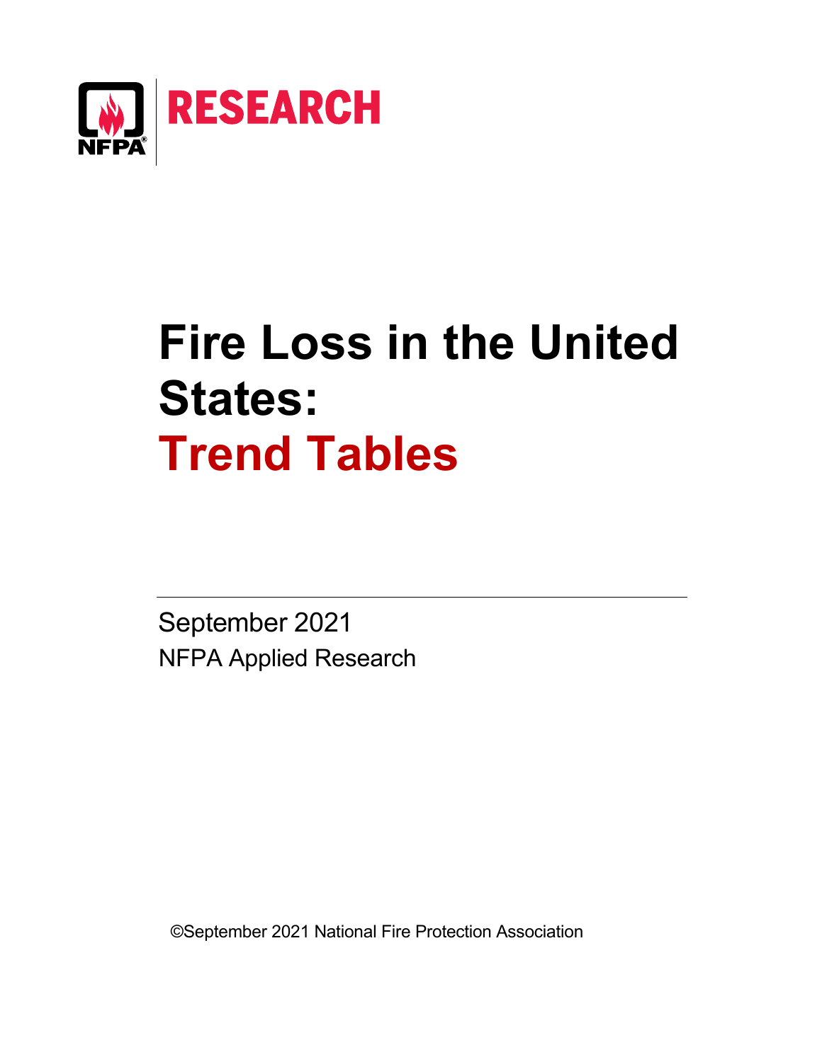NFPA RESEARCH

# Fire Loss in the United States: Trend Tables

September 2021

NFPA Applied Research

©September 2021 National Fire Protection Association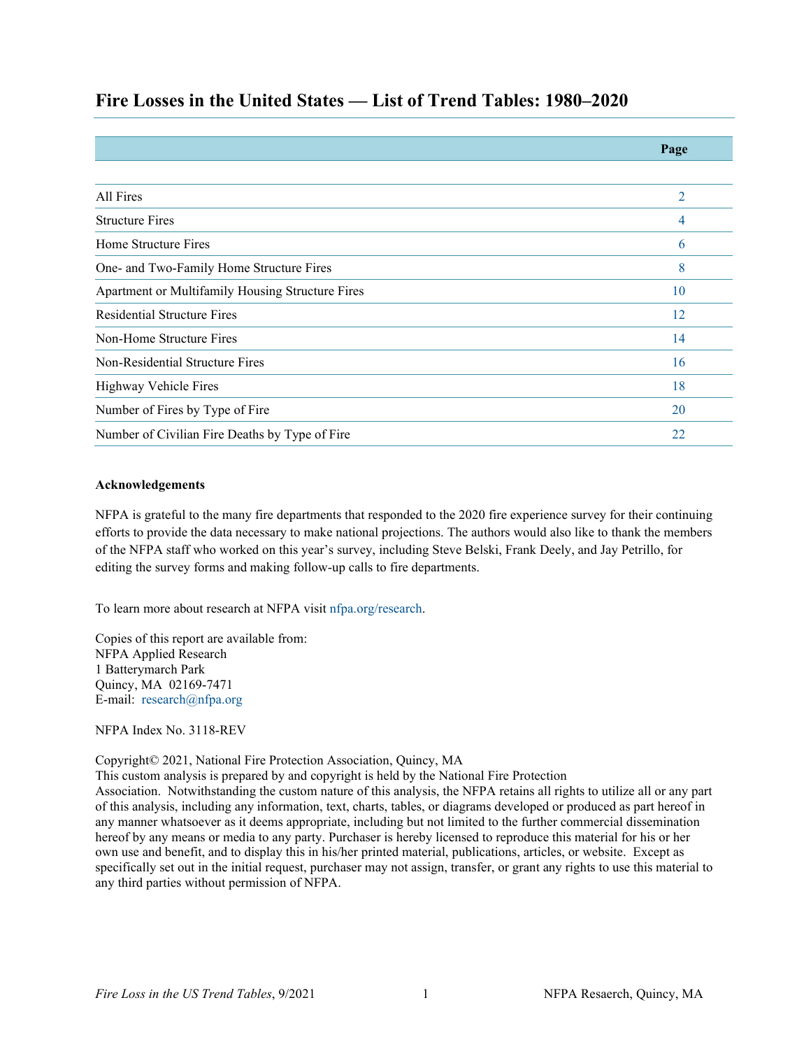# Fire Losses in the United States — List of Trend Tables: 1980–2020

| | Page |
|---|---|
| All Fires | 2 |
| Structure Fires | 4 |
| Home Structure Fires | 6 |
| One- and Two-Family Home Structure Fires | 8 |
| Apartment or Multifamily Housing Structure Fires | 10 |
| Residential Structure Fires | 12 |
| Non-Home Structure Fires | 14 |
| Non-Residential Structure Fires | 16 |
| Highway Vehicle Fires | 18 |
| Number of Fires by Type of Fire | 20 |
| Number of Civilian Fire Deaths by Type of Fire | 22 |

**Acknowledgements**

NFPA is grateful to the many fire departments that responded to the 2020 fire experience survey for their continuing efforts to provide the data necessary to make national projections. The authors would also like to thank the members of the NFPA staff who worked on this year's survey, including Steve Belski, Frank Deely, and Jay Petrillo, for editing the survey forms and making follow-up calls to fire departments.

To learn more about research at NFPA visit nfpa.org/research.

Copies of this report are available from:
NFPA Applied Research
1 Batterymarch Park
Quincy, MA 02169-7471
E-mail: research@nfpa.org

NFPA Index No. 3118-REV

Copyright© 2021, National Fire Protection Association, Quincy, MA
This custom analysis is prepared by and copyright is held by the National Fire Protection Association. Notwithstanding the custom nature of this analysis, the NFPA retains all rights to utilize all or any part of this analysis, including any information, text, charts, tables, or diagrams developed or produced as part hereof in any manner whatsoever as it deems appropriate, including but not limited to the further commercial dissemination hereof by any means or media to any party. Purchaser is hereby licensed to reproduce this material for his or her own use and benefit, and to display this in his/her printed material, publications, articles, or website. Except as specifically set out in the initial request, purchaser may not assign, transfer, or grant any rights to use this material to any third parties without permission of NFPA.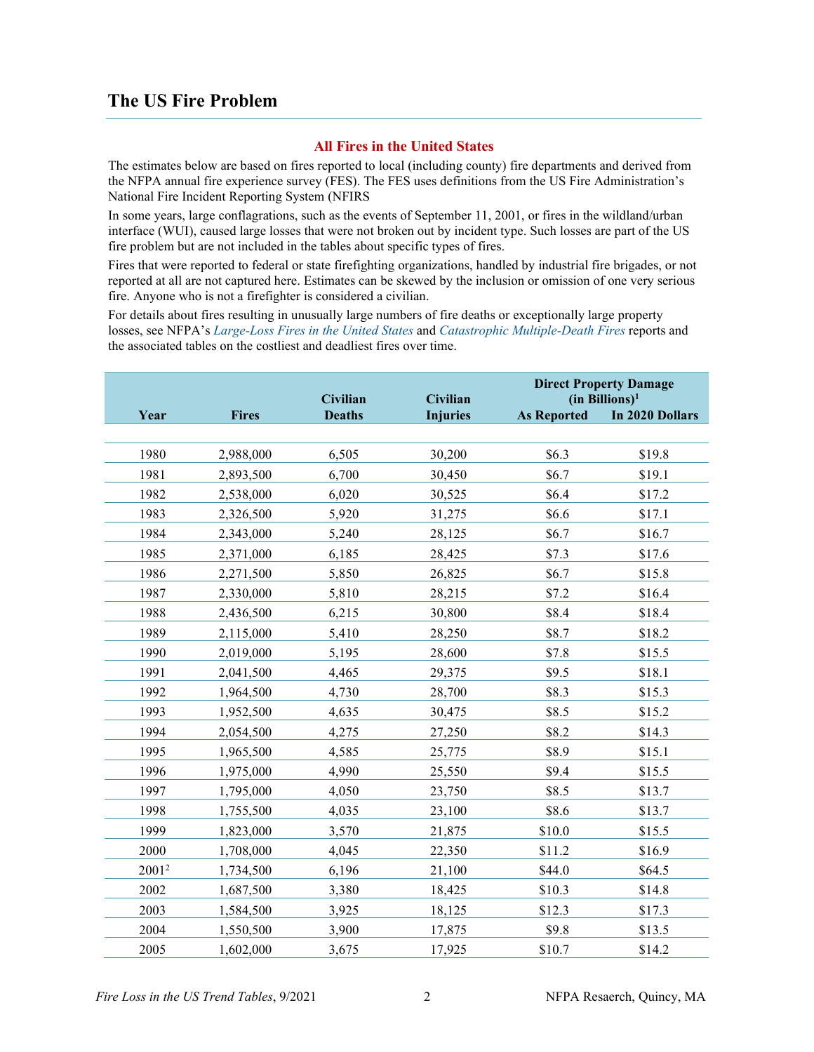## The US Fire Problem

### All Fires in the United States

The estimates below are based on fires reported to local (including county) fire departments and derived from the NFPA annual fire experience survey (FES). The FES uses definitions from the US Fire Administration's National Fire Incident Reporting System (NFIRS

In some years, large conflagrations, such as the events of September 11, 2001, or fires in the wildland/urban interface (WUI), caused large losses that were not broken out by incident type. Such losses are part of the US fire problem but are not included in the tables about specific types of fires.

Fires that were reported to federal or state firefighting organizations, handled by industrial fire brigades, or not reported at all are not captured here. Estimates can be skewed by the inclusion or omission of one very serious fire. Anyone who is not a firefighter is considered a civilian.

For details about fires resulting in unusually large numbers of fire deaths or exceptionally large property losses, see NFPA's *Large-Loss Fires in the United States* and *Catastrophic Multiple-Death Fires* reports and the associated tables on the costliest and deadliest fires over time.

| Year | Fires | Civilian Deaths | Civilian Injuries | Direct Property Damage (in Billions)[1] As Reported | In 2020 Dollars |
|---|---|---|---|---|---|
| 1980 | 2,988,000 | 6,505 | 30,200 | $6.3 | $19.8 |
| 1981 | 2,893,500 | 6,700 | 30,450 | $6.7 | $19.1 |
| 1982 | 2,538,000 | 6,020 | 30,525 | $6.4 | $17.2 |
| 1983 | 2,326,500 | 5,920 | 31,275 | $6.6 | $17.1 |
| 1984 | 2,343,000 | 5,240 | 28,125 | $6.7 | $16.7 |
| 1985 | 2,371,000 | 6,185 | 28,425 | $7.3 | $17.6 |
| 1986 | 2,271,500 | 5,850 | 26,825 | $6.7 | $15.8 |
| 1987 | 2,330,000 | 5,810 | 28,215 | $7.2 | $16.4 |
| 1988 | 2,436,500 | 6,215 | 30,800 | $8.4 | $18.4 |
| 1989 | 2,115,000 | 5,410 | 28,250 | $8.7 | $18.2 |
| 1990 | 2,019,000 | 5,195 | 28,600 | $7.8 | $15.5 |
| 1991 | 2,041,500 | 4,465 | 29,375 | $9.5 | $18.1 |
| 1992 | 1,964,500 | 4,730 | 28,700 | $8.3 | $15.3 |
| 1993 | 1,952,500 | 4,635 | 30,475 | $8.5 | $15.2 |
| 1994 | 2,054,500 | 4,275 | 27,250 | $8.2 | $14.3 |
| 1995 | 1,965,500 | 4,585 | 25,775 | $8.9 | $15.1 |
| 1996 | 1,975,000 | 4,990 | 25,550 | $9.4 | $15.5 |
| 1997 | 1,795,000 | 4,050 | 23,750 | $8.5 | $13.7 |
| 1998 | 1,755,500 | 4,035 | 23,100 | $8.6 | $13.7 |
| 1999 | 1,823,000 | 3,570 | 21,875 | $10.0 | $15.5 |
| 2000 | 1,708,000 | 4,045 | 22,350 | $11.2 | $16.9 |
| 2001[2] | 1,734,500 | 6,196 | 21,100 | $44.0 | $64.5 |
| 2002 | 1,687,500 | 3,380 | 18,425 | $10.3 | $14.8 |
| 2003 | 1,584,500 | 3,925 | 18,125 | $12.3 | $17.3 |
| 2004 | 1,550,500 | 3,900 | 17,875 | $9.8 | $13.5 |
| 2005 | 1,602,000 | 3,675 | 17,925 | $10.7 | $14.2 |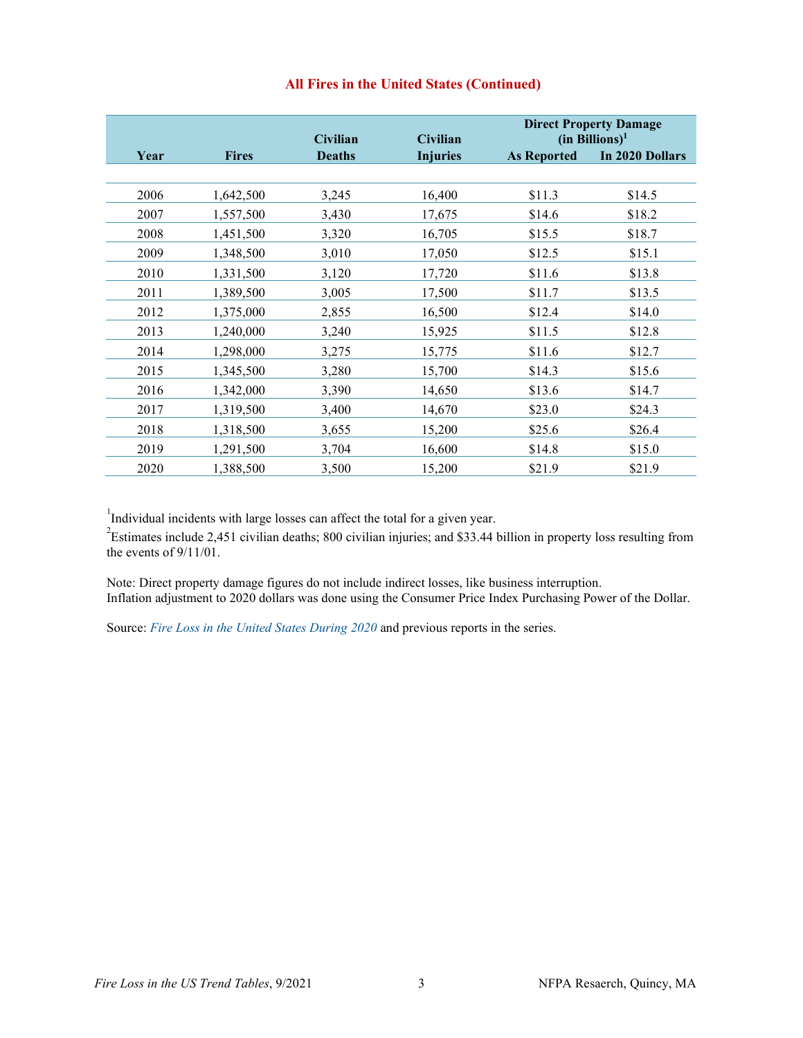## All Fires in the United States (Continued)

| Year | Fires | Civilian Deaths | Civilian Injuries | Direct Property Damage (in Billions)[1] | |
|---|---|---|---|---|---|
| | | | | As Reported | In 2020 Dollars |
| 2006 | 1,642,500 | 3,245 | 16,400 | $11.3 | $14.5 |
| 2007 | 1,557,500 | 3,430 | 17,675 | $14.6 | $18.2 |
| 2008 | 1,451,500 | 3,320 | 16,705 | $15.5 | $18.7 |
| 2009 | 1,348,500 | 3,010 | 17,050 | $12.5 | $15.1 |
| 2010 | 1,331,500 | 3,120 | 17,720 | $11.6 | $13.8 |
| 2011 | 1,389,500 | 3,005 | 17,500 | $11.7 | $13.5 |
| 2012 | 1,375,000 | 2,855 | 16,500 | $12.4 | $14.0 |
| 2013 | 1,240,000 | 3,240 | 15,925 | $11.5 | $12.8 |
| 2014 | 1,298,000 | 3,275 | 15,775 | $11.6 | $12.7 |
| 2015 | 1,345,500 | 3,280 | 15,700 | $14.3 | $15.6 |
| 2016 | 1,342,000 | 3,390 | 14,650 | $13.6 | $14.7 |
| 2017 | 1,319,500 | 3,400 | 14,670 | $23.0 | $24.3 |
| 2018 | 1,318,500 | 3,655 | 15,200 | $25.6 | $26.4 |
| 2019 | 1,291,500 | 3,704 | 16,600 | $14.8 | $15.0 |
| 2020 | 1,388,500 | 3,500 | 15,200 | $21.9 | $21.9 |

[1]Individual incidents with large losses can affect the total for a given year.

[2]Estimates include 2,451 civilian deaths; 800 civilian injuries; and $33.44 billion in property loss resulting from the events of 9/11/01.

Note: Direct property damage figures do not include indirect losses, like business interruption.
Inflation adjustment to 2020 dollars was done using the Consumer Price Index Purchasing Power of the Dollar.

Source: *Fire Loss in the United States During 2020* and previous reports in the series.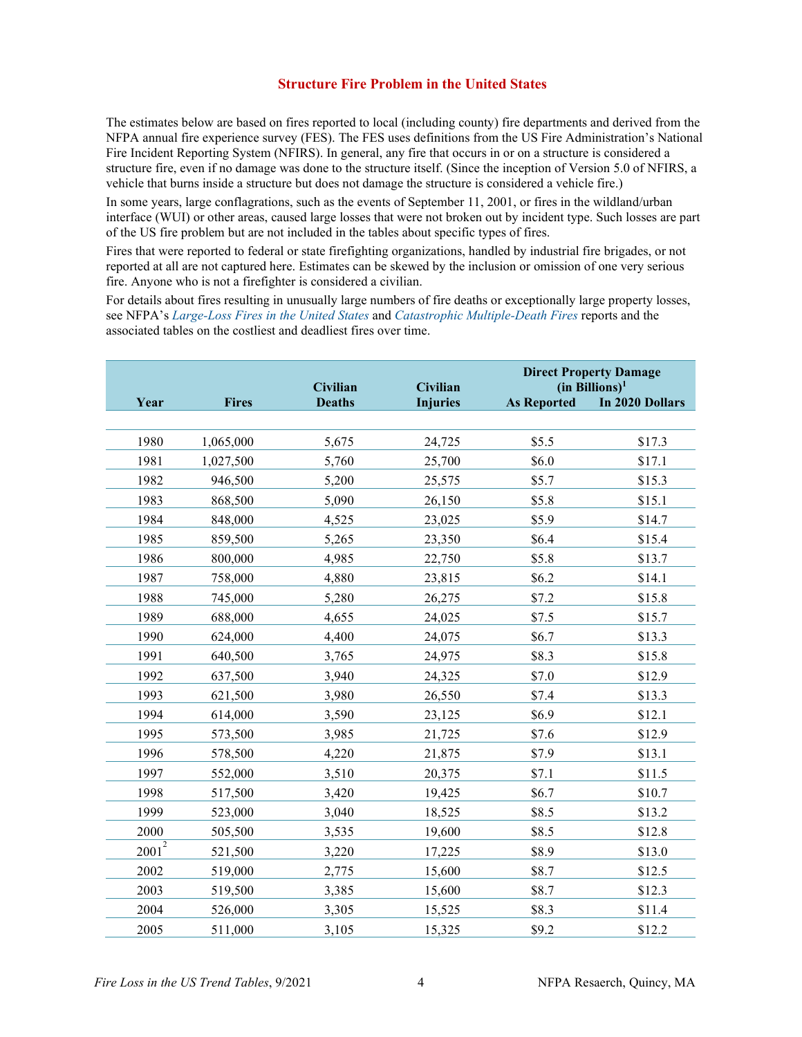## Structure Fire Problem in the United States

The estimates below are based on fires reported to local (including county) fire departments and derived from the NFPA annual fire experience survey (FES). The FES uses definitions from the US Fire Administration's National Fire Incident Reporting System (NFIRS). In general, any fire that occurs in or on a structure is considered a structure fire, even if no damage was done to the structure itself. (Since the inception of Version 5.0 of NFIRS, a vehicle that burns inside a structure but does not damage the structure is considered a vehicle fire.)

In some years, large conflagrations, such as the events of September 11, 2001, or fires in the wildland/urban interface (WUI) or other areas, caused large losses that were not broken out by incident type. Such losses are part of the US fire problem but are not included in the tables about specific types of fires.

Fires that were reported to federal or state firefighting organizations, handled by industrial fire brigades, or not reported at all are not captured here. Estimates can be skewed by the inclusion or omission of one very serious fire. Anyone who is not a firefighter is considered a civilian.

For details about fires resulting in unusually large numbers of fire deaths or exceptionally large property losses, see NFPA's *Large-Loss Fires in the United States* and *Catastrophic Multiple-Death Fires* reports and the associated tables on the costliest and deadliest fires over time.

| Year | Fires | Civilian Deaths | Civilian Injuries | Direct Property Damage (in Billions)[1] | |
|---|---|---|---|---|---|
| | | | | As Reported | In 2020 Dollars |
| 1980 | 1,065,000 | 5,675 | 24,725 | $5.5 | $17.3 |
| 1981 | 1,027,500 | 5,760 | 25,700 | $6.0 | $17.1 |
| 1982 | 946,500 | 5,200 | 25,575 | $5.7 | $15.3 |
| 1983 | 868,500 | 5,090 | 26,150 | $5.8 | $15.1 |
| 1984 | 848,000 | 4,525 | 23,025 | $5.9 | $14.7 |
| 1985 | 859,500 | 5,265 | 23,350 | $6.4 | $15.4 |
| 1986 | 800,000 | 4,985 | 22,750 | $5.8 | $13.7 |
| 1987 | 758,000 | 4,880 | 23,815 | $6.2 | $14.1 |
| 1988 | 745,000 | 5,280 | 26,275 | $7.2 | $15.8 |
| 1989 | 688,000 | 4,655 | 24,025 | $7.5 | $15.7 |
| 1990 | 624,000 | 4,400 | 24,075 | $6.7 | $13.3 |
| 1991 | 640,500 | 3,765 | 24,975 | $8.3 | $15.8 |
| 1992 | 637,500 | 3,940 | 24,325 | $7.0 | $12.9 |
| 1993 | 621,500 | 3,980 | 26,550 | $7.4 | $13.3 |
| 1994 | 614,000 | 3,590 | 23,125 | $6.9 | $12.1 |
| 1995 | 573,500 | 3,985 | 21,725 | $7.6 | $12.9 |
| 1996 | 578,500 | 4,220 | 21,875 | $7.9 | $13.1 |
| 1997 | 552,000 | 3,510 | 20,375 | $7.1 | $11.5 |
| 1998 | 517,500 | 3,420 | 19,425 | $6.7 | $10.7 |
| 1999 | 523,000 | 3,040 | 18,525 | $8.5 | $13.2 |
| 2000 | 505,500 | 3,535 | 19,600 | $8.5 | $12.8 |
| 2001[2] | 521,500 | 3,220 | 17,225 | $8.9 | $13.0 |
| 2002 | 519,000 | 2,775 | 15,600 | $8.7 | $12.5 |
| 2003 | 519,500 | 3,385 | 15,600 | $8.7 | $12.3 |
| 2004 | 526,000 | 3,305 | 15,525 | $8.3 | $11.4 |
| 2005 | 511,000 | 3,105 | 15,325 | $9.2 | $12.2 |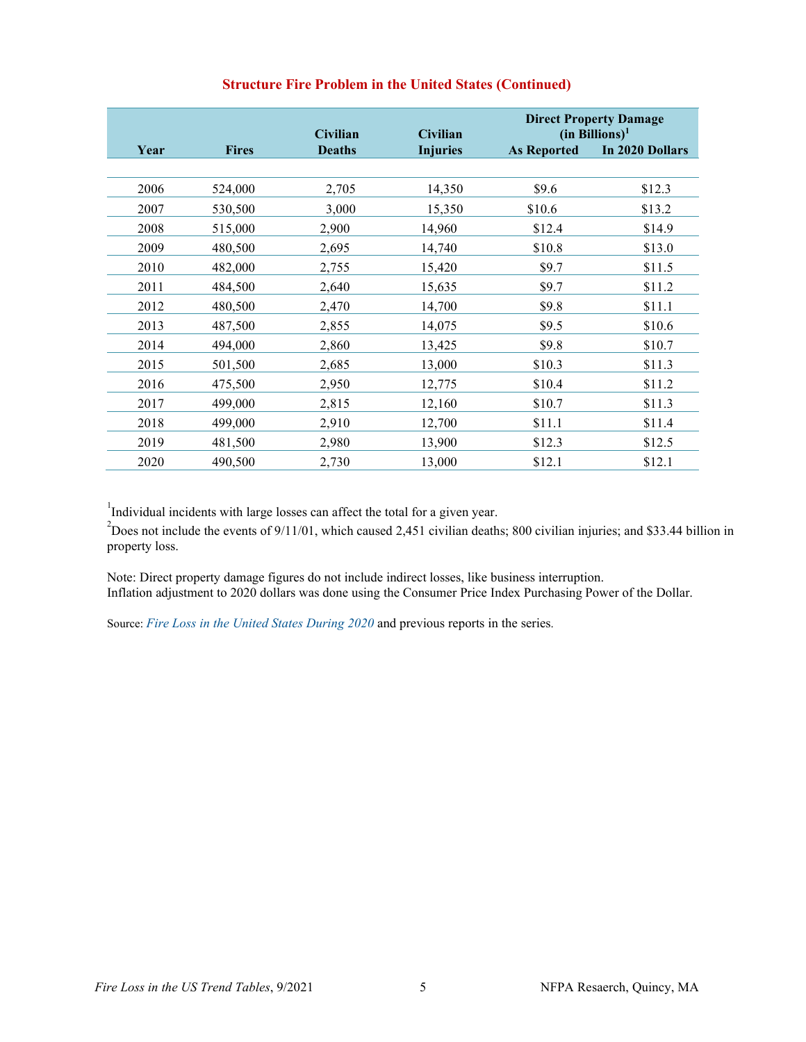## Structure Fire Problem in the United States (Continued)

| Year | Fires | Civilian Deaths | Civilian Injuries | Direct Property Damage (in Billions)[1] | |
|---|---|---|---|---|---|
| | | | | As Reported | In 2020 Dollars |
| 2006 | 524,000 | 2,705 | 14,350 | $9.6 | $12.3 |
| 2007 | 530,500 | 3,000 | 15,350 | $10.6 | $13.2 |
| 2008 | 515,000 | 2,900 | 14,960 | $12.4 | $14.9 |
| 2009 | 480,500 | 2,695 | 14,740 | $10.8 | $13.0 |
| 2010 | 482,000 | 2,755 | 15,420 | $9.7 | $11.5 |
| 2011 | 484,500 | 2,640 | 15,635 | $9.7 | $11.2 |
| 2012 | 480,500 | 2,470 | 14,700 | $9.8 | $11.1 |
| 2013 | 487,500 | 2,855 | 14,075 | $9.5 | $10.6 |
| 2014 | 494,000 | 2,860 | 13,425 | $9.8 | $10.7 |
| 2015 | 501,500 | 2,685 | 13,000 | $10.3 | $11.3 |
| 2016 | 475,500 | 2,950 | 12,775 | $10.4 | $11.2 |
| 2017 | 499,000 | 2,815 | 12,160 | $10.7 | $11.3 |
| 2018 | 499,000 | 2,910 | 12,700 | $11.1 | $11.4 |
| 2019 | 481,500 | 2,980 | 13,900 | $12.3 | $12.5 |
| 2020 | 490,500 | 2,730 | 13,000 | $12.1 | $12.1 |

[1]Individual incidents with large losses can affect the total for a given year.

[2]Does not include the events of 9/11/01, which caused 2,451 civilian deaths; 800 civilian injuries; and $33.44 billion in property loss.

Note: Direct property damage figures do not include indirect losses, like business interruption.
Inflation adjustment to 2020 dollars was done using the Consumer Price Index Purchasing Power of the Dollar.

Source: *Fire Loss in the United States During 2020* and previous reports in the series.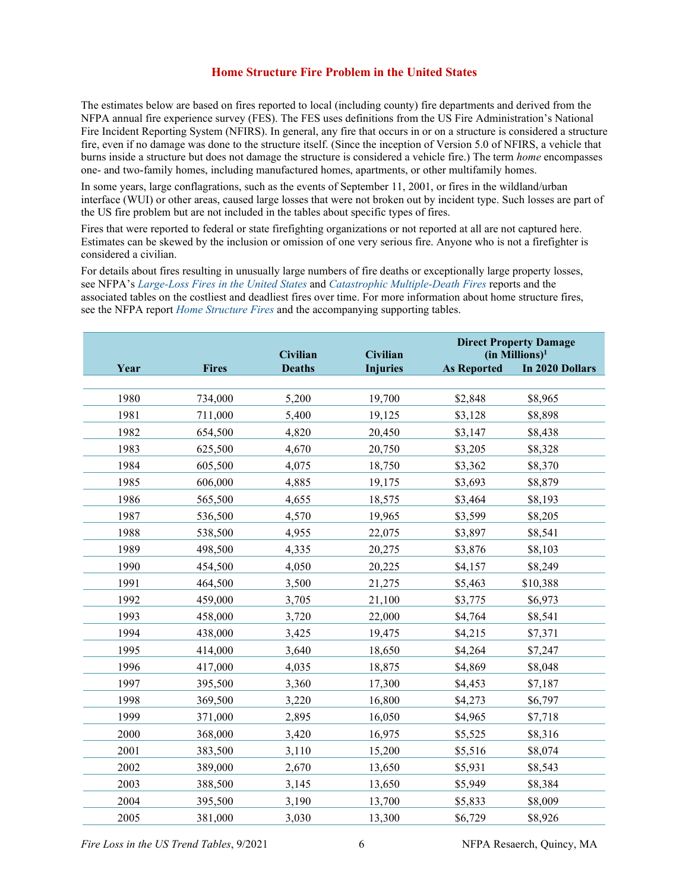# Home Structure Fire Problem in the United States

The estimates below are based on fires reported to local (including county) fire departments and derived from the NFPA annual fire experience survey (FES). The FES uses definitions from the US Fire Administration's National Fire Incident Reporting System (NFIRS). In general, any fire that occurs in or on a structure is considered a structure fire, even if no damage was done to the structure itself. (Since the inception of Version 5.0 of NFIRS, a vehicle that burns inside a structure but does not damage the structure is considered a vehicle fire.) The term *home* encompasses one- and two-family homes, including manufactured homes, apartments, or other multifamily homes.

In some years, large conflagrations, such as the events of September 11, 2001, or fires in the wildland/urban interface (WUI) or other areas, caused large losses that were not broken out by incident type. Such losses are part of the US fire problem but are not included in the tables about specific types of fires.

Fires that were reported to federal or state firefighting organizations or not reported at all are not captured here. Estimates can be skewed by the inclusion or omission of one very serious fire. Anyone who is not a firefighter is considered a civilian.

For details about fires resulting in unusually large numbers of fire deaths or exceptionally large property losses, see NFPA's *Large-Loss Fires in the United States* and *Catastrophic Multiple-Death Fires* reports and the associated tables on the costliest and deadliest fires over time. For more information about home structure fires, see the NFPA report *Home Structure Fires* and the accompanying supporting tables.

| Year | Fires | Civilian Deaths | Civilian Injuries | Direct Property Damage (in Millions)[1] | |
|---|---|---|---|---|---|
| | | | | As Reported | In 2020 Dollars |
| 1980 | 734,000 | 5,200 | 19,700 | $2,848 | $8,965 |
| 1981 | 711,000 | 5,400 | 19,125 | $3,128 | $8,898 |
| 1982 | 654,500 | 4,820 | 20,450 | $3,147 | $8,438 |
| 1983 | 625,500 | 4,670 | 20,750 | $3,205 | $8,328 |
| 1984 | 605,500 | 4,075 | 18,750 | $3,362 | $8,370 |
| 1985 | 606,000 | 4,885 | 19,175 | $3,693 | $8,879 |
| 1986 | 565,500 | 4,655 | 18,575 | $3,464 | $8,193 |
| 1987 | 536,500 | 4,570 | 19,965 | $3,599 | $8,205 |
| 1988 | 538,500 | 4,955 | 22,075 | $3,897 | $8,541 |
| 1989 | 498,500 | 4,335 | 20,275 | $3,876 | $8,103 |
| 1990 | 454,500 | 4,050 | 20,225 | $4,157 | $8,249 |
| 1991 | 464,500 | 3,500 | 21,275 | $5,463 | $10,388 |
| 1992 | 459,000 | 3,705 | 21,100 | $3,775 | $6,973 |
| 1993 | 458,000 | 3,720 | 22,000 | $4,764 | $8,541 |
| 1994 | 438,000 | 3,425 | 19,475 | $4,215 | $7,371 |
| 1995 | 414,000 | 3,640 | 18,650 | $4,264 | $7,247 |
| 1996 | 417,000 | 4,035 | 18,875 | $4,869 | $8,048 |
| 1997 | 395,500 | 3,360 | 17,300 | $4,453 | $7,187 |
| 1998 | 369,500 | 3,220 | 16,800 | $4,273 | $6,797 |
| 1999 | 371,000 | 2,895 | 16,050 | $4,965 | $7,718 |
| 2000 | 368,000 | 3,420 | 16,975 | $5,525 | $8,316 |
| 2001 | 383,500 | 3,110 | 15,200 | $5,516 | $8,074 |
| 2002 | 389,000 | 2,670 | 13,650 | $5,931 | $8,543 |
| 2003 | 388,500 | 3,145 | 13,650 | $5,949 | $8,384 |
| 2004 | 395,500 | 3,190 | 13,700 | $5,833 | $8,009 |
| 2005 | 381,000 | 3,030 | 13,300 | $6,729 | $8,926 |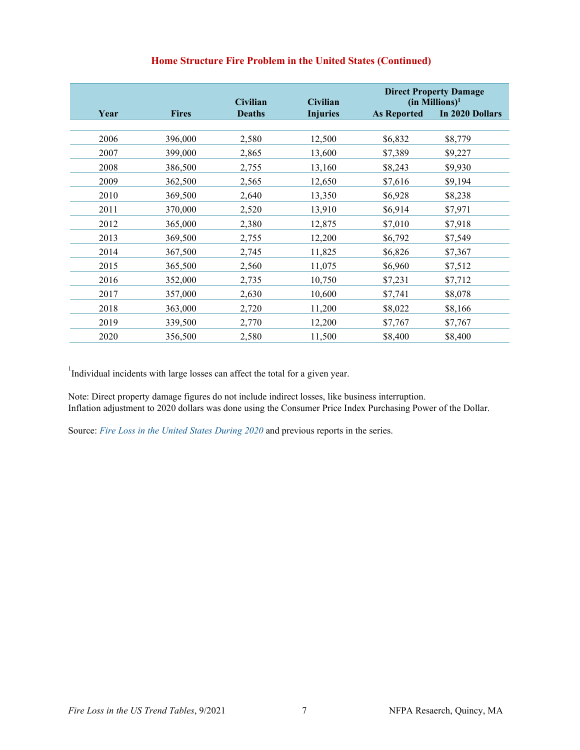## Home Structure Fire Problem in the United States (Continued)

| Year | Fires | Civilian Deaths | Civilian Injuries | Direct Property Damage (in Millions)[1] | |
|---|---|---|---|---|---|
| | | | | As Reported | In 2020 Dollars |
| 2006 | 396,000 | 2,580 | 12,500 | $6,832 | $8,779 |
| 2007 | 399,000 | 2,865 | 13,600 | $7,389 | $9,227 |
| 2008 | 386,500 | 2,755 | 13,160 | $8,243 | $9,930 |
| 2009 | 362,500 | 2,565 | 12,650 | $7,616 | $9,194 |
| 2010 | 369,500 | 2,640 | 13,350 | $6,928 | $8,238 |
| 2011 | 370,000 | 2,520 | 13,910 | $6,914 | $7,971 |
| 2012 | 365,000 | 2,380 | 12,875 | $7,010 | $7,918 |
| 2013 | 369,500 | 2,755 | 12,200 | $6,792 | $7,549 |
| 2014 | 367,500 | 2,745 | 11,825 | $6,826 | $7,367 |
| 2015 | 365,500 | 2,560 | 11,075 | $6,960 | $7,512 |
| 2016 | 352,000 | 2,735 | 10,750 | $7,231 | $7,712 |
| 2017 | 357,000 | 2,630 | 10,600 | $7,741 | $8,078 |
| 2018 | 363,000 | 2,720 | 11,200 | $8,022 | $8,166 |
| 2019 | 339,500 | 2,770 | 12,200 | $7,767 | $7,767 |
| 2020 | 356,500 | 2,580 | 11,500 | $8,400 | $8,400 |

[1] Individual incidents with large losses can affect the total for a given year.

Note: Direct property damage figures do not include indirect losses, like business interruption.
Inflation adjustment to 2020 dollars was done using the Consumer Price Index Purchasing Power of the Dollar.

Source: *Fire Loss in the United States During 2020* and previous reports in the series.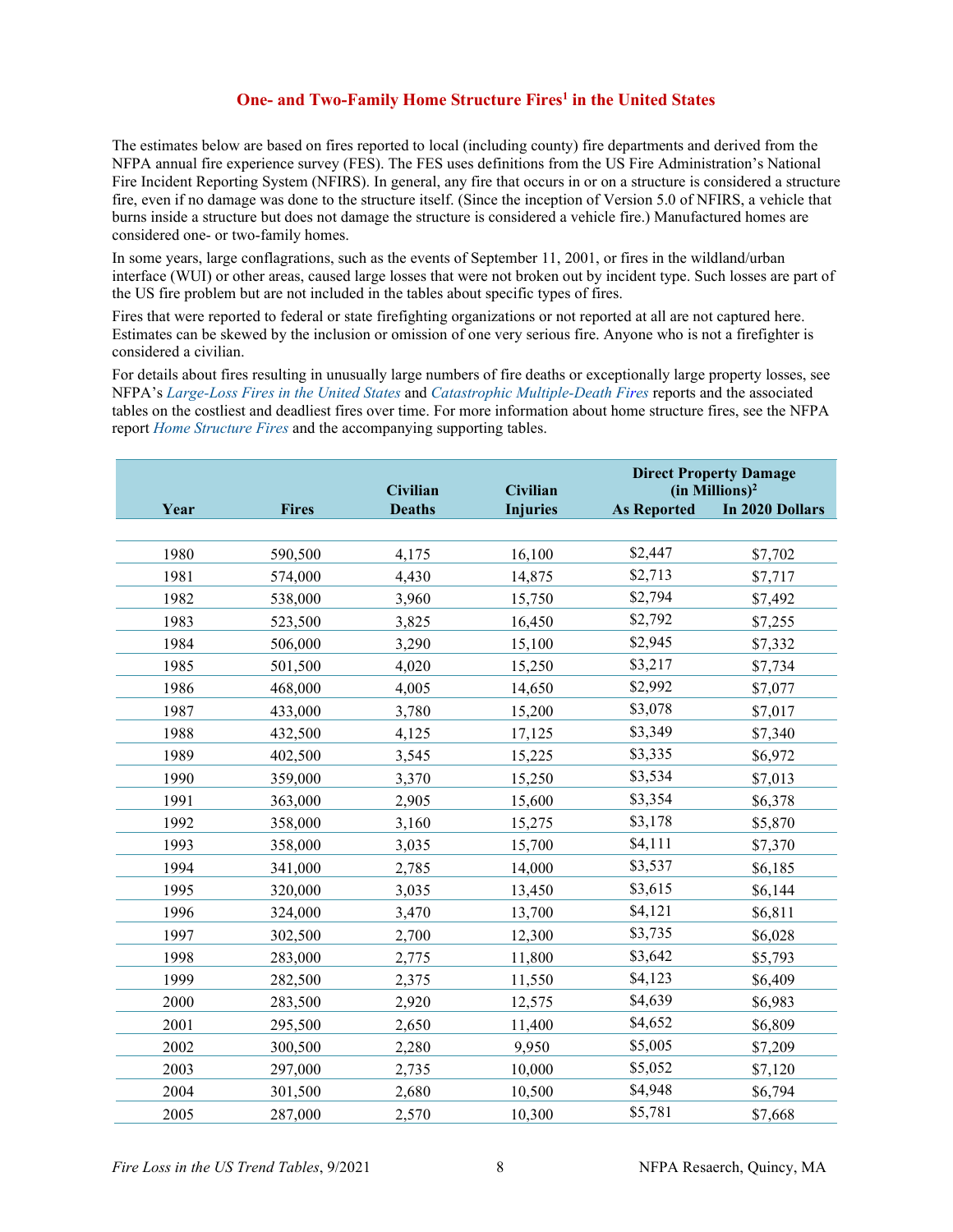## One- and Two-Family Home Structure Fires[1] in the United States

The estimates below are based on fires reported to local (including county) fire departments and derived from the NFPA annual fire experience survey (FES). The FES uses definitions from the US Fire Administration's National Fire Incident Reporting System (NFIRS). In general, any fire that occurs in or on a structure is considered a structure fire, even if no damage was done to the structure itself. (Since the inception of Version 5.0 of NFIRS, a vehicle that burns inside a structure but does not damage the structure is considered a vehicle fire.) Manufactured homes are considered one- or two-family homes.

In some years, large conflagrations, such as the events of September 11, 2001, or fires in the wildland/urban interface (WUI) or other areas, caused large losses that were not broken out by incident type. Such losses are part of the US fire problem but are not included in the tables about specific types of fires.

Fires that were reported to federal or state firefighting organizations or not reported at all are not captured here. Estimates can be skewed by the inclusion or omission of one very serious fire. Anyone who is not a firefighter is considered a civilian.

For details about fires resulting in unusually large numbers of fire deaths or exceptionally large property losses, see NFPA's *Large-Loss Fires in the United States* and *Catastrophic Multiple-Death Fires* reports and the associated tables on the costliest and deadliest fires over time. For more information about home structure fires, see the NFPA report *Home Structure Fires* and the accompanying supporting tables.

| Year | Fires | Civilian Deaths | Civilian Injuries | Direct Property Damage (in Millions)[2] | |
|---|---|---|---|---|---|
| | | | | As Reported | In 2020 Dollars |
| 1980 | 590,500 | 4,175 | 16,100 | $2,447 | $7,702 |
| 1981 | 574,000 | 4,430 | 14,875 | $2,713 | $7,717 |
| 1982 | 538,000 | 3,960 | 15,750 | $2,794 | $7,492 |
| 1983 | 523,500 | 3,825 | 16,450 | $2,792 | $7,255 |
| 1984 | 506,000 | 3,290 | 15,100 | $2,945 | $7,332 |
| 1985 | 501,500 | 4,020 | 15,250 | $3,217 | $7,734 |
| 1986 | 468,000 | 4,005 | 14,650 | $2,992 | $7,077 |
| 1987 | 433,000 | 3,780 | 15,200 | $3,078 | $7,017 |
| 1988 | 432,500 | 4,125 | 17,125 | $3,349 | $7,340 |
| 1989 | 402,500 | 3,545 | 15,225 | $3,335 | $6,972 |
| 1990 | 359,000 | 3,370 | 15,250 | $3,534 | $7,013 |
| 1991 | 363,000 | 2,905 | 15,600 | $3,354 | $6,378 |
| 1992 | 358,000 | 3,160 | 15,275 | $3,178 | $5,870 |
| 1993 | 358,000 | 3,035 | 15,700 | $4,111 | $7,370 |
| 1994 | 341,000 | 2,785 | 14,000 | $3,537 | $6,185 |
| 1995 | 320,000 | 3,035 | 13,450 | $3,615 | $6,144 |
| 1996 | 324,000 | 3,470 | 13,700 | $4,121 | $6,811 |
| 1997 | 302,500 | 2,700 | 12,300 | $3,735 | $6,028 |
| 1998 | 283,000 | 2,775 | 11,800 | $3,642 | $5,793 |
| 1999 | 282,500 | 2,375 | 11,550 | $4,123 | $6,409 |
| 2000 | 283,500 | 2,920 | 12,575 | $4,639 | $6,983 |
| 2001 | 295,500 | 2,650 | 11,400 | $4,652 | $6,809 |
| 2002 | 300,500 | 2,280 | 9,950 | $5,005 | $7,209 |
| 2003 | 297,000 | 2,735 | 10,000 | $5,052 | $7,120 |
| 2004 | 301,500 | 2,680 | 10,500 | $4,948 | $6,794 |
| 2005 | 287,000 | 2,570 | 10,300 | $5,781 | $7,668 |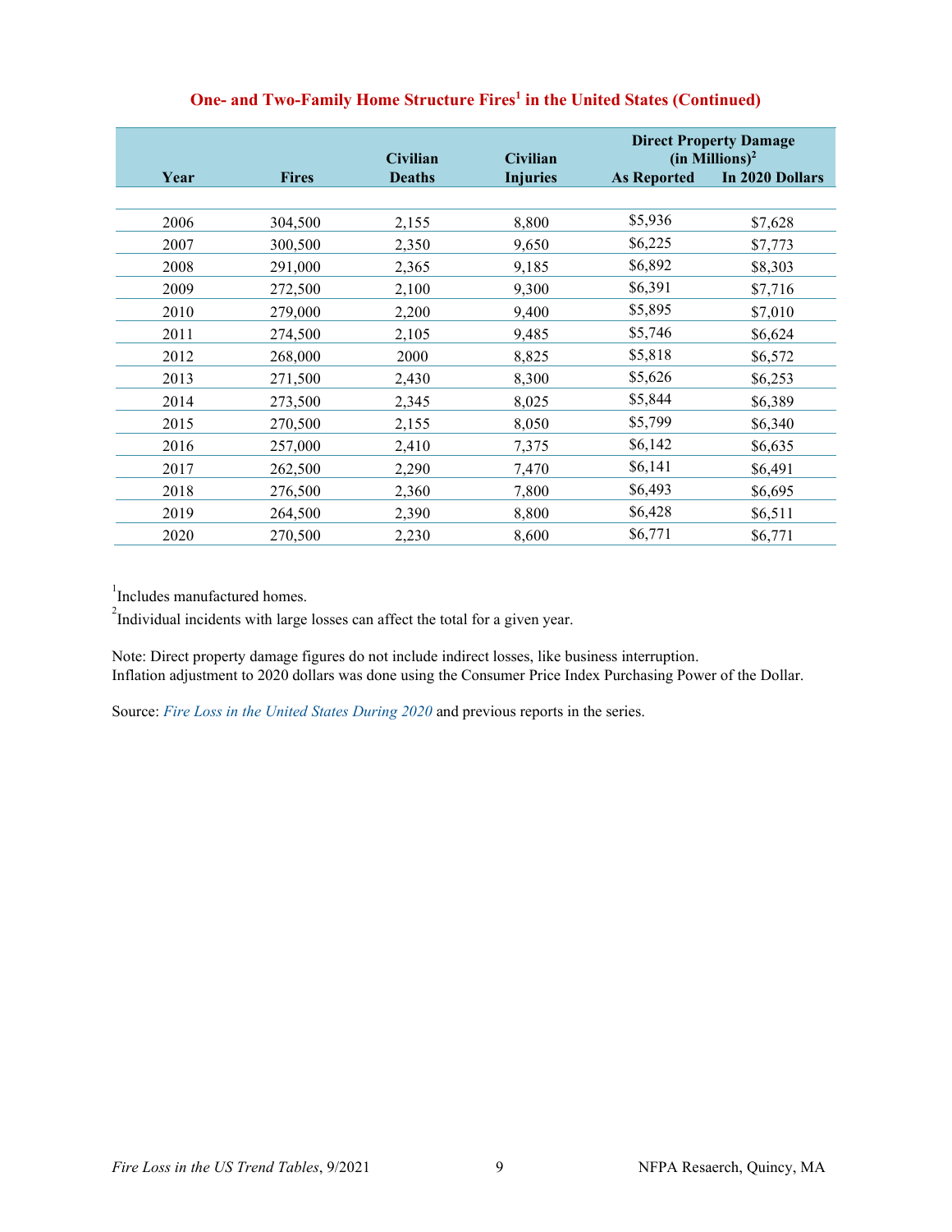## One- and Two-Family Home Structure Fires[1] in the United States (Continued)

| Year | Fires | Civilian Deaths | Civilian Injuries | Direct Property Damage (in Millions)[2] | |
|---|---|---|---|---|---|
| | | | | As Reported | In 2020 Dollars |
| 2006 | 304,500 | 2,155 | 8,800 | $5,936 | $7,628 |
| 2007 | 300,500 | 2,350 | 9,650 | $6,225 | $7,773 |
| 2008 | 291,000 | 2,365 | 9,185 | $6,892 | $8,303 |
| 2009 | 272,500 | 2,100 | 9,300 | $6,391 | $7,716 |
| 2010 | 279,000 | 2,200 | 9,400 | $5,895 | $7,010 |
| 2011 | 274,500 | 2,105 | 9,485 | $5,746 | $6,624 |
| 2012 | 268,000 | 2000 | 8,825 | $5,818 | $6,572 |
| 2013 | 271,500 | 2,430 | 8,300 | $5,626 | $6,253 |
| 2014 | 273,500 | 2,345 | 8,025 | $5,844 | $6,389 |
| 2015 | 270,500 | 2,155 | 8,050 | $5,799 | $6,340 |
| 2016 | 257,000 | 2,410 | 7,375 | $6,142 | $6,635 |
| 2017 | 262,500 | 2,290 | 7,470 | $6,141 | $6,491 |
| 2018 | 276,500 | 2,360 | 7,800 | $6,493 | $6,695 |
| 2019 | 264,500 | 2,390 | 8,800 | $6,428 | $6,511 |
| 2020 | 270,500 | 2,230 | 8,600 | $6,771 | $6,771 |

[1]Includes manufactured homes.

[2]Individual incidents with large losses can affect the total for a given year.

Note: Direct property damage figures do not include indirect losses, like business interruption.
Inflation adjustment to 2020 dollars was done using the Consumer Price Index Purchasing Power of the Dollar.

Source: *Fire Loss in the United States During 2020* and previous reports in the series.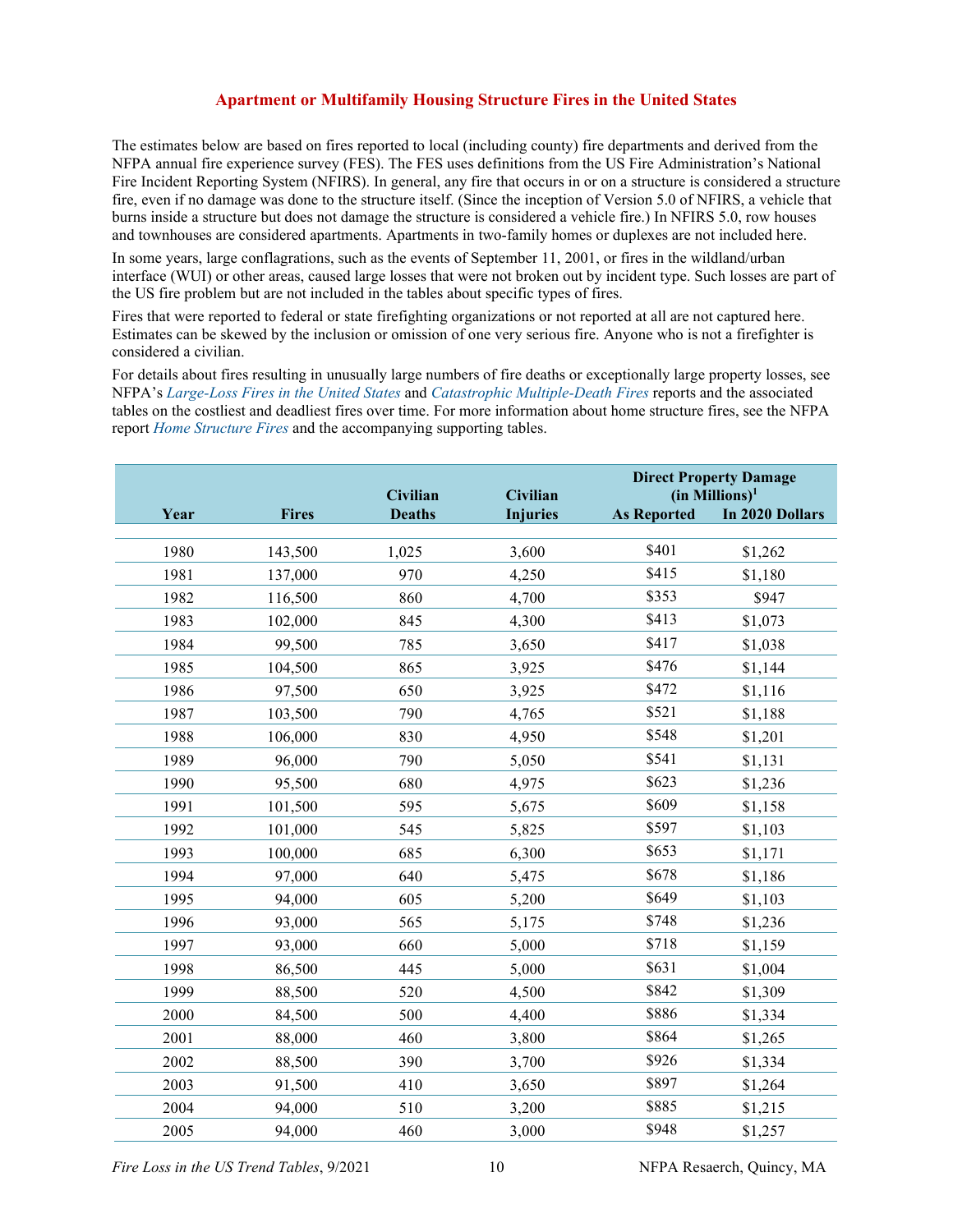# Apartment or Multifamily Housing Structure Fires in the United States

The estimates below are based on fires reported to local (including county) fire departments and derived from the NFPA annual fire experience survey (FES). The FES uses definitions from the US Fire Administration's National Fire Incident Reporting System (NFIRS). In general, any fire that occurs in or on a structure is considered a structure fire, even if no damage was done to the structure itself. (Since the inception of Version 5.0 of NFIRS, a vehicle that burns inside a structure but does not damage the structure is considered a vehicle fire.) In NFIRS 5.0, row houses and townhouses are considered apartments. Apartments in two-family homes or duplexes are not included here.

In some years, large conflagrations, such as the events of September 11, 2001, or fires in the wildland/urban interface (WUI) or other areas, caused large losses that were not broken out by incident type. Such losses are part of the US fire problem but are not included in the tables about specific types of fires.

Fires that were reported to federal or state firefighting organizations or not reported at all are not captured here. Estimates can be skewed by the inclusion or omission of one very serious fire. Anyone who is not a firefighter is considered a civilian.

For details about fires resulting in unusually large numbers of fire deaths or exceptionally large property losses, see NFPA's *Large-Loss Fires in the United States* and *Catastrophic Multiple-Death Fires* reports and the associated tables on the costliest and deadliest fires over time. For more information about home structure fires, see the NFPA report *Home Structure Fires* and the accompanying supporting tables.

| Year | Fires | Civilian Deaths | Civilian Injuries | Direct Property Damage (in Millions)[1] | |
|---|---|---|---|---|---|
| | | | | As Reported | In 2020 Dollars |
| 1980 | 143,500 | 1,025 | 3,600 | $401 | $1,262 |
| 1981 | 137,000 | 970 | 4,250 | $415 | $1,180 |
| 1982 | 116,500 | 860 | 4,700 | $353 | $947 |
| 1983 | 102,000 | 845 | 4,300 | $413 | $1,073 |
| 1984 | 99,500 | 785 | 3,650 | $417 | $1,038 |
| 1985 | 104,500 | 865 | 3,925 | $476 | $1,144 |
| 1986 | 97,500 | 650 | 3,925 | $472 | $1,116 |
| 1987 | 103,500 | 790 | 4,765 | $521 | $1,188 |
| 1988 | 106,000 | 830 | 4,950 | $548 | $1,201 |
| 1989 | 96,000 | 790 | 5,050 | $541 | $1,131 |
| 1990 | 95,500 | 680 | 4,975 | $623 | $1,236 |
| 1991 | 101,500 | 595 | 5,675 | $609 | $1,158 |
| 1992 | 101,000 | 545 | 5,825 | $597 | $1,103 |
| 1993 | 100,000 | 685 | 6,300 | $653 | $1,171 |
| 1994 | 97,000 | 640 | 5,475 | $678 | $1,186 |
| 1995 | 94,000 | 605 | 5,200 | $649 | $1,103 |
| 1996 | 93,000 | 565 | 5,175 | $748 | $1,236 |
| 1997 | 93,000 | 660 | 5,000 | $718 | $1,159 |
| 1998 | 86,500 | 445 | 5,000 | $631 | $1,004 |
| 1999 | 88,500 | 520 | 4,500 | $842 | $1,309 |
| 2000 | 84,500 | 500 | 4,400 | $886 | $1,334 |
| 2001 | 88,000 | 460 | 3,800 | $864 | $1,265 |
| 2002 | 88,500 | 390 | 3,700 | $926 | $1,334 |
| 2003 | 91,500 | 410 | 3,650 | $897 | $1,264 |
| 2004 | 94,000 | 510 | 3,200 | $885 | $1,215 |
| 2005 | 94,000 | 460 | 3,000 | $948 | $1,257 |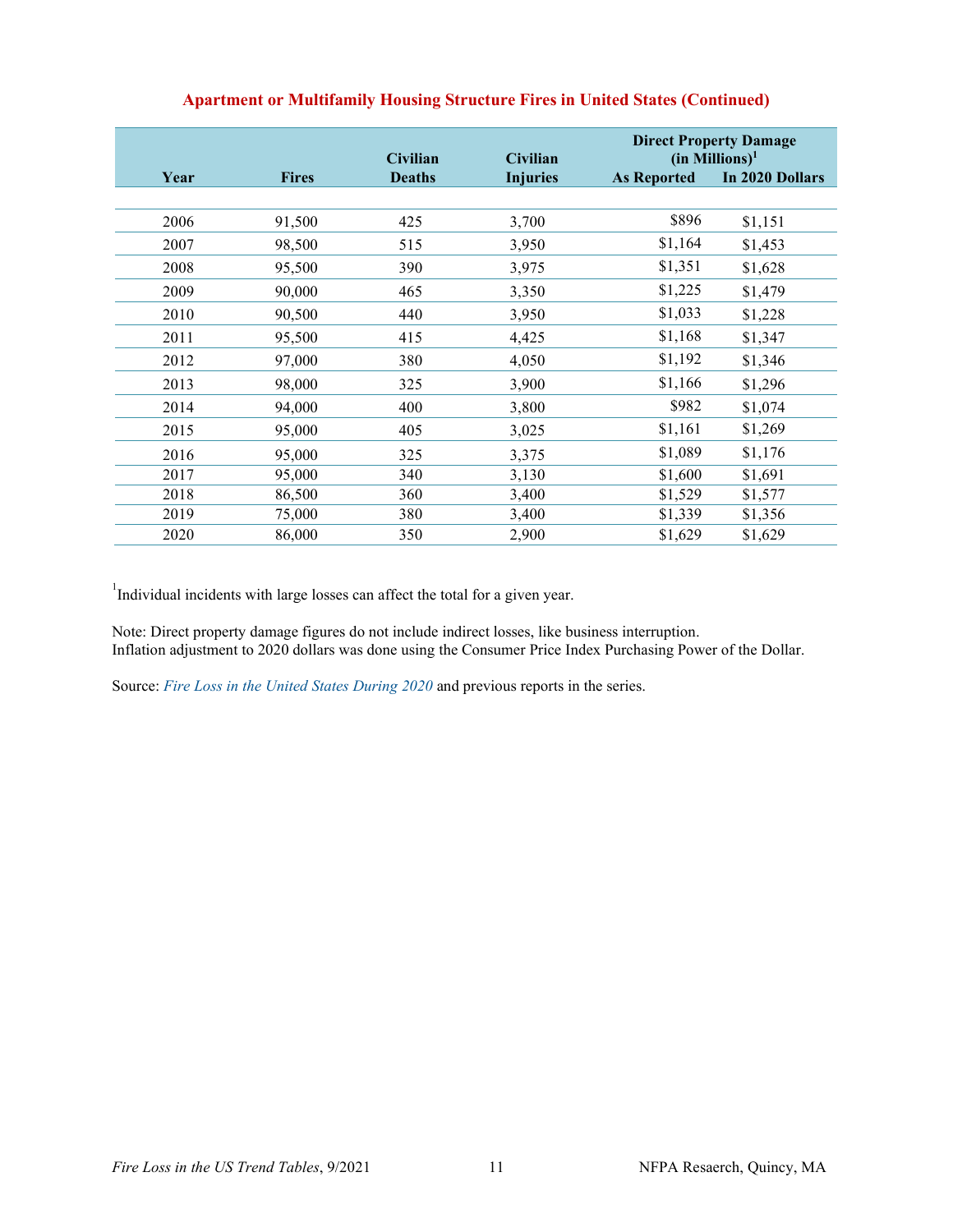## Apartment or Multifamily Housing Structure Fires in United States (Continued)

| Year | Fires | Civilian Deaths | Civilian Injuries | Direct Property Damage (in Millions)[1] | |
|---|---|---|---|---|---|
| | | | | As Reported | In 2020 Dollars |
| 2006 | 91,500 | 425 | 3,700 | $896 | $1,151 |
| 2007 | 98,500 | 515 | 3,950 | $1,164 | $1,453 |
| 2008 | 95,500 | 390 | 3,975 | $1,351 | $1,628 |
| 2009 | 90,000 | 465 | 3,350 | $1,225 | $1,479 |
| 2010 | 90,500 | 440 | 3,950 | $1,033 | $1,228 |
| 2011 | 95,500 | 415 | 4,425 | $1,168 | $1,347 |
| 2012 | 97,000 | 380 | 4,050 | $1,192 | $1,346 |
| 2013 | 98,000 | 325 | 3,900 | $1,166 | $1,296 |
| 2014 | 94,000 | 400 | 3,800 | $982 | $1,074 |
| 2015 | 95,000 | 405 | 3,025 | $1,161 | $1,269 |
| 2016 | 95,000 | 325 | 3,375 | $1,089 | $1,176 |
| 2017 | 95,000 | 340 | 3,130 | $1,600 | $1,691 |
| 2018 | 86,500 | 360 | 3,400 | $1,529 | $1,577 |
| 2019 | 75,000 | 380 | 3,400 | $1,339 | $1,356 |
| 2020 | 86,000 | 350 | 2,900 | $1,629 | $1,629 |

[1]Individual incidents with large losses can affect the total for a given year.

Note: Direct property damage figures do not include indirect losses, like business interruption.
Inflation adjustment to 2020 dollars was done using the Consumer Price Index Purchasing Power of the Dollar.

Source: *Fire Loss in the United States During 2020* and previous reports in the series.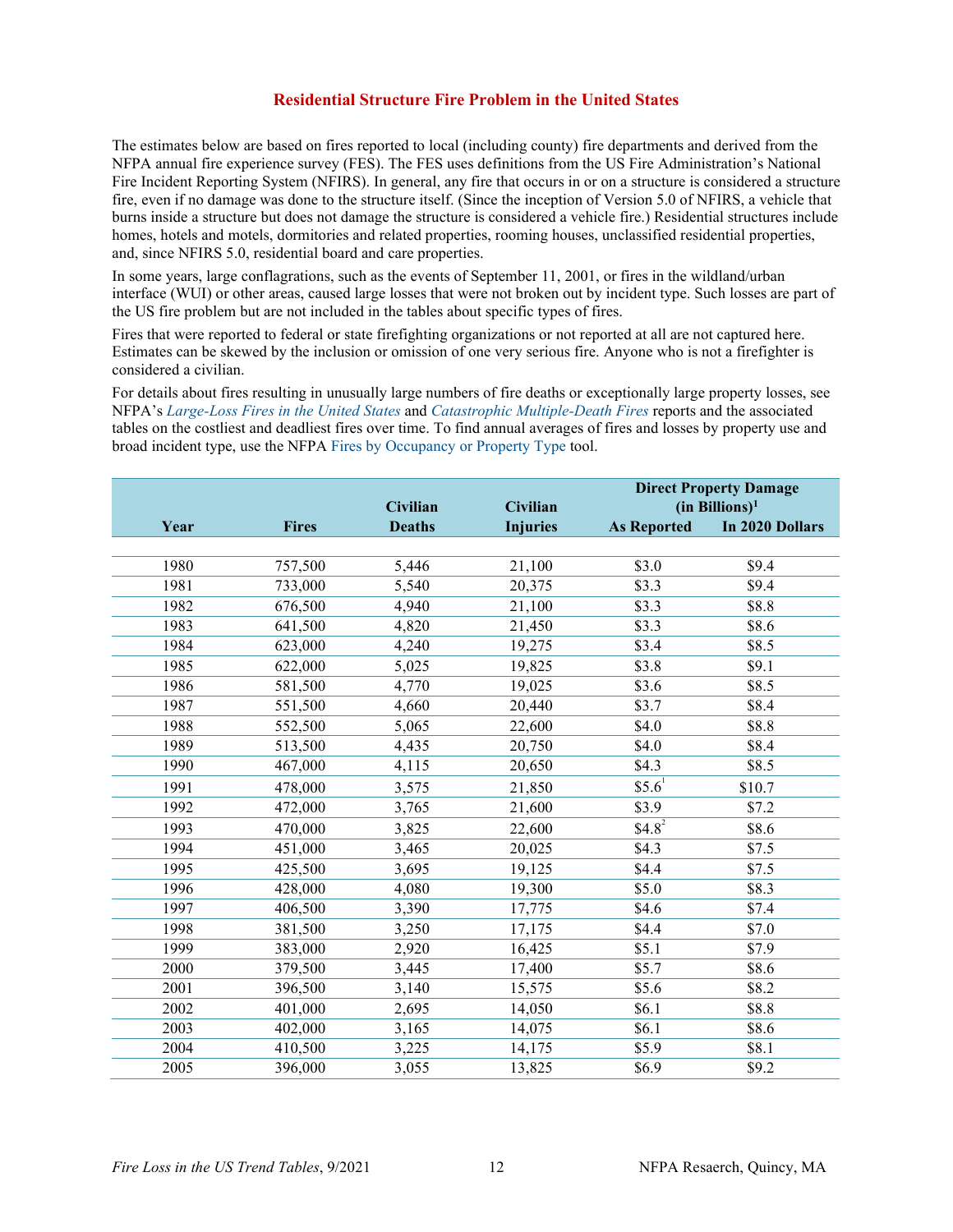## Residential Structure Fire Problem in the United States

The estimates below are based on fires reported to local (including county) fire departments and derived from the NFPA annual fire experience survey (FES). The FES uses definitions from the US Fire Administration's National Fire Incident Reporting System (NFIRS). In general, any fire that occurs in or on a structure is considered a structure fire, even if no damage was done to the structure itself. (Since the inception of Version 5.0 of NFIRS, a vehicle that burns inside a structure but does not damage the structure is considered a vehicle fire.) Residential structures include homes, hotels and motels, dormitories and related properties, rooming houses, unclassified residential properties, and, since NFIRS 5.0, residential board and care properties.

In some years, large conflagrations, such as the events of September 11, 2001, or fires in the wildland/urban interface (WUI) or other areas, caused large losses that were not broken out by incident type. Such losses are part of the US fire problem but are not included in the tables about specific types of fires.

Fires that were reported to federal or state firefighting organizations or not reported at all are not captured here. Estimates can be skewed by the inclusion or omission of one very serious fire. Anyone who is not a firefighter is considered a civilian.

For details about fires resulting in unusually large numbers of fire deaths or exceptionally large property losses, see NFPA's *Large-Loss Fires in the United States* and *Catastrophic Multiple-Death Fires* reports and the associated tables on the costliest and deadliest fires over time. To find annual averages of fires and losses by property use and broad incident type, use the NFPA Fires by Occupancy or Property Type tool.

| Year | Fires | Civilian Deaths | Civilian Injuries | Direct Property Damage (in Billions)[1] As Reported | In 2020 Dollars |
|---|---|---|---|---|---|
| 1980 | 757,500 | 5,446 | 21,100 | $3.0 | $9.4 |
| 1981 | 733,000 | 5,540 | 20,375 | $3.3 | $9.4 |
| 1982 | 676,500 | 4,940 | 21,100 | $3.3 | $8.8 |
| 1983 | 641,500 | 4,820 | 21,450 | $3.3 | $8.6 |
| 1984 | 623,000 | 4,240 | 19,275 | $3.4 | $8.5 |
| 1985 | 622,000 | 5,025 | 19,825 | $3.8 | $9.1 |
| 1986 | 581,500 | 4,770 | 19,025 | $3.6 | $8.5 |
| 1987 | 551,500 | 4,660 | 20,440 | $3.7 | $8.4 |
| 1988 | 552,500 | 5,065 | 22,600 | $4.0 | $8.8 |
| 1989 | 513,500 | 4,435 | 20,750 | $4.0 | $8.4 |
| 1990 | 467,000 | 4,115 | 20,650 | $4.3 | $8.5 |
| 1991 | 478,000 | 3,575 | 21,850 | $5.6[1] | $10.7 |
| 1992 | 472,000 | 3,765 | 21,600 | $3.9 | $7.2 |
| 1993 | 470,000 | 3,825 | 22,600 | $4.8[2] | $8.6 |
| 1994 | 451,000 | 3,465 | 20,025 | $4.3 | $7.5 |
| 1995 | 425,500 | 3,695 | 19,125 | $4.4 | $7.5 |
| 1996 | 428,000 | 4,080 | 19,300 | $5.0 | $8.3 |
| 1997 | 406,500 | 3,390 | 17,775 | $4.6 | $7.4 |
| 1998 | 381,500 | 3,250 | 17,175 | $4.4 | $7.0 |
| 1999 | 383,000 | 2,920 | 16,425 | $5.1 | $7.9 |
| 2000 | 379,500 | 3,445 | 17,400 | $5.7 | $8.6 |
| 2001 | 396,500 | 3,140 | 15,575 | $5.6 | $8.2 |
| 2002 | 401,000 | 2,695 | 14,050 | $6.1 | $8.8 |
| 2003 | 402,000 | 3,165 | 14,075 | $6.1 | $8.6 |
| 2004 | 410,500 | 3,225 | 14,175 | $5.9 | $8.1 |
| 2005 | 396,000 | 3,055 | 13,825 | $6.9 | $9.2 |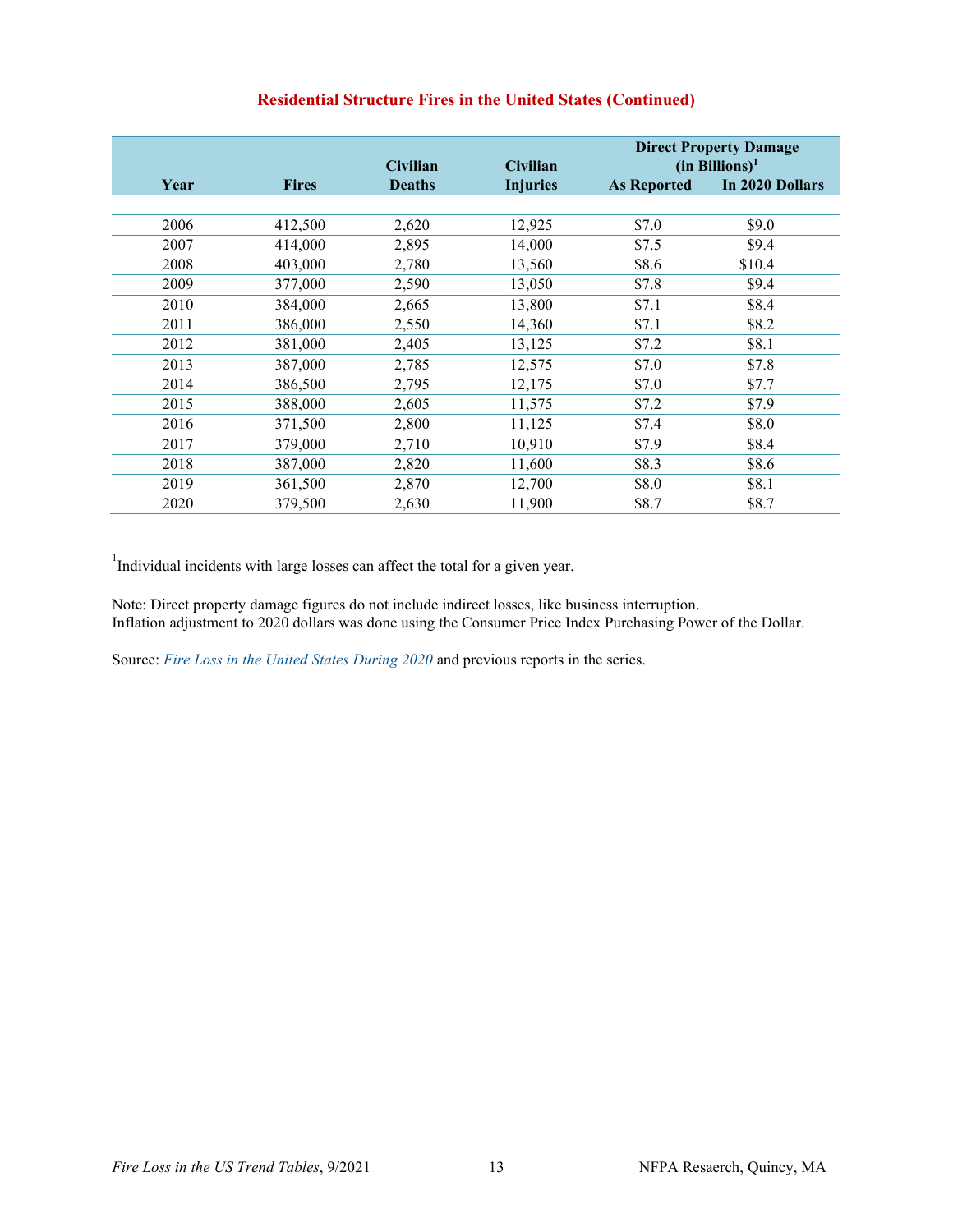### Residential Structure Fires in the United States (Continued)

| Year | Fires | Civilian Deaths | Civilian Injuries | Direct Property Damage (in Billions)[1] | |
|---|---|---|---|---|---|
| | | | | As Reported | In 2020 Dollars |
| 2006 | 412,500 | 2,620 | 12,925 | $7.0 | $9.0 |
| 2007 | 414,000 | 2,895 | 14,000 | $7.5 | $9.4 |
| 2008 | 403,000 | 2,780 | 13,560 | $8.6 | $10.4 |
| 2009 | 377,000 | 2,590 | 13,050 | $7.8 | $9.4 |
| 2010 | 384,000 | 2,665 | 13,800 | $7.1 | $8.4 |
| 2011 | 386,000 | 2,550 | 14,360 | $7.1 | $8.2 |
| 2012 | 381,000 | 2,405 | 13,125 | $7.2 | $8.1 |
| 2013 | 387,000 | 2,785 | 12,575 | $7.0 | $7.8 |
| 2014 | 386,500 | 2,795 | 12,175 | $7.0 | $7.7 |
| 2015 | 388,000 | 2,605 | 11,575 | $7.2 | $7.9 |
| 2016 | 371,500 | 2,800 | 11,125 | $7.4 | $8.0 |
| 2017 | 379,000 | 2,710 | 10,910 | $7.9 | $8.4 |
| 2018 | 387,000 | 2,820 | 11,600 | $8.3 | $8.6 |
| 2019 | 361,500 | 2,870 | 12,700 | $8.0 | $8.1 |
| 2020 | 379,500 | 2,630 | 11,900 | $8.7 | $8.7 |

[1]Individual incidents with large losses can affect the total for a given year.

Note: Direct property damage figures do not include indirect losses, like business interruption.
Inflation adjustment to 2020 dollars was done using the Consumer Price Index Purchasing Power of the Dollar.

Source: *Fire Loss in the United States During 2020* and previous reports in the series.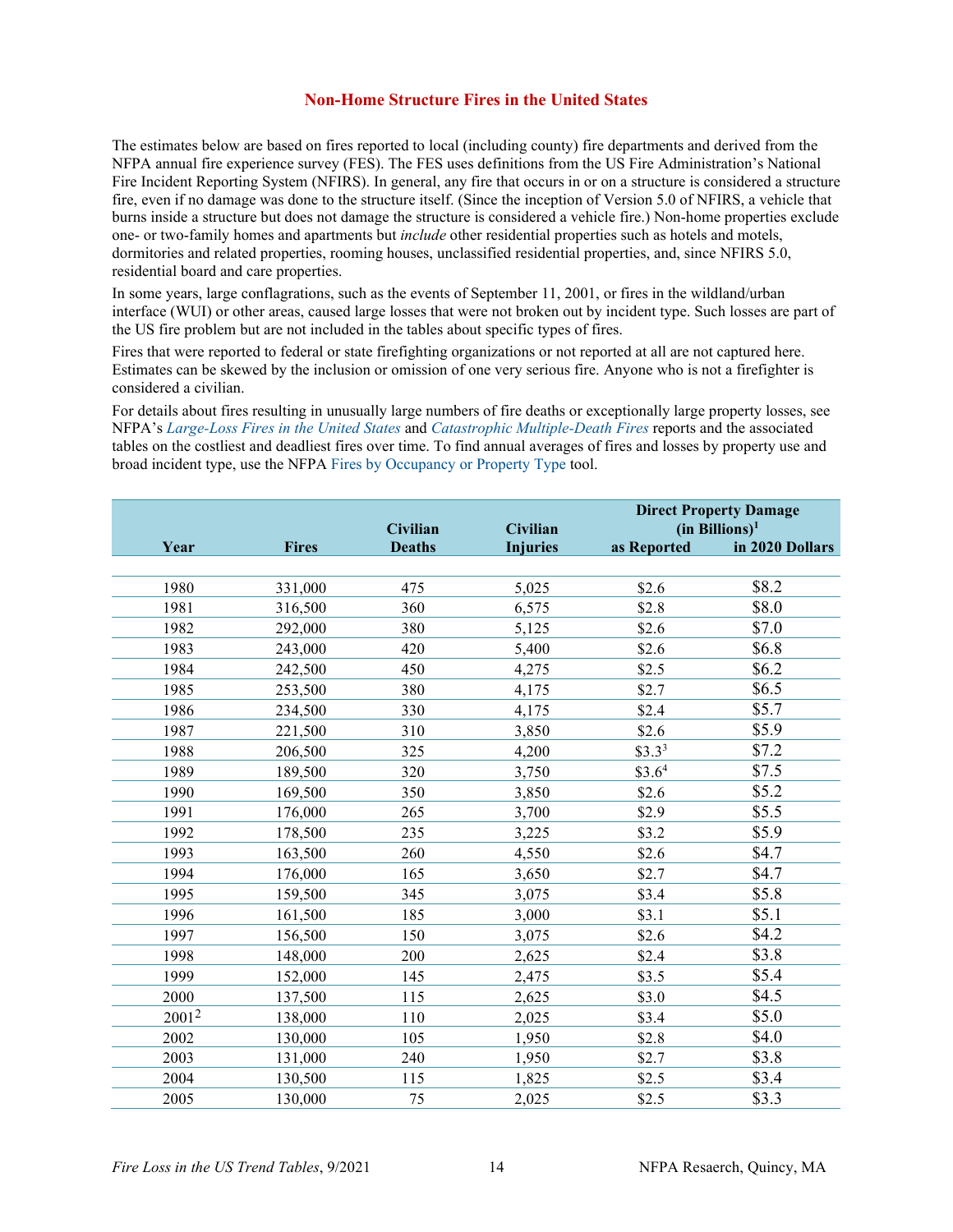## Non-Home Structure Fires in the United States

The estimates below are based on fires reported to local (including county) fire departments and derived from the NFPA annual fire experience survey (FES). The FES uses definitions from the US Fire Administration's National Fire Incident Reporting System (NFIRS). In general, any fire that occurs in or on a structure is considered a structure fire, even if no damage was done to the structure itself. (Since the inception of Version 5.0 of NFIRS, a vehicle that burns inside a structure but does not damage the structure is considered a vehicle fire.) Non-home properties exclude one- or two-family homes and apartments but *include* other residential properties such as hotels and motels, dormitories and related properties, rooming houses, unclassified residential properties, and, since NFIRS 5.0, residential board and care properties.

In some years, large conflagrations, such as the events of September 11, 2001, or fires in the wildland/urban interface (WUI) or other areas, caused large losses that were not broken out by incident type. Such losses are part of the US fire problem but are not included in the tables about specific types of fires.

Fires that were reported to federal or state firefighting organizations or not reported at all are not captured here. Estimates can be skewed by the inclusion or omission of one very serious fire. Anyone who is not a firefighter is considered a civilian.

For details about fires resulting in unusually large numbers of fire deaths or exceptionally large property losses, see NFPA's *Large-Loss Fires in the United States* and *Catastrophic Multiple-Death Fires* reports and the associated tables on the costliest and deadliest fires over time. To find annual averages of fires and losses by property use and broad incident type, use the NFPA Fires by Occupancy or Property Type tool.

| Year | Fires | Civilian Deaths | Civilian Injuries | Direct Property Damage (in Billions)[1] as Reported | Direct Property Damage (in Billions)[1] in 2020 Dollars |
|---|---|---|---|---|---|
| 1980 | 331,000 | 475 | 5,025 | $2.6 | $8.2 |
| 1981 | 316,500 | 360 | 6,575 | $2.8 | $8.0 |
| 1982 | 292,000 | 380 | 5,125 | $2.6 | $7.0 |
| 1983 | 243,000 | 420 | 5,400 | $2.6 | $6.8 |
| 1984 | 242,500 | 450 | 4,275 | $2.5 | $6.2 |
| 1985 | 253,500 | 380 | 4,175 | $2.7 | $6.5 |
| 1986 | 234,500 | 330 | 4,175 | $2.4 | $5.7 |
| 1987 | 221,500 | 310 | 3,850 | $2.6 | $5.9 |
| 1988 | 206,500 | 325 | 4,200 | $3.3[3] | $7.2 |
| 1989 | 189,500 | 320 | 3,750 | $3.6[4] | $7.5 |
| 1990 | 169,500 | 350 | 3,850 | $2.6 | $5.2 |
| 1991 | 176,000 | 265 | 3,700 | $2.9 | $5.5 |
| 1992 | 178,500 | 235 | 3,225 | $3.2 | $5.9 |
| 1993 | 163,500 | 260 | 4,550 | $2.6 | $4.7 |
| 1994 | 176,000 | 165 | 3,650 | $2.7 | $4.7 |
| 1995 | 159,500 | 345 | 3,075 | $3.4 | $5.8 |
| 1996 | 161,500 | 185 | 3,000 | $3.1 | $5.1 |
| 1997 | 156,500 | 150 | 3,075 | $2.6 | $4.2 |
| 1998 | 148,000 | 200 | 2,625 | $2.4 | $3.8 |
| 1999 | 152,000 | 145 | 2,475 | $3.5 | $5.4 |
| 2000 | 137,500 | 115 | 2,625 | $3.0 | $4.5 |
| 2001[2] | 138,000 | 110 | 2,025 | $3.4 | $5.0 |
| 2002 | 130,000 | 105 | 1,950 | $2.8 | $4.0 |
| 2003 | 131,000 | 240 | 1,950 | $2.7 | $3.8 |
| 2004 | 130,500 | 115 | 1,825 | $2.5 | $3.4 |
| 2005 | 130,000 | 75 | 2,025 | $2.5 | $3.3 |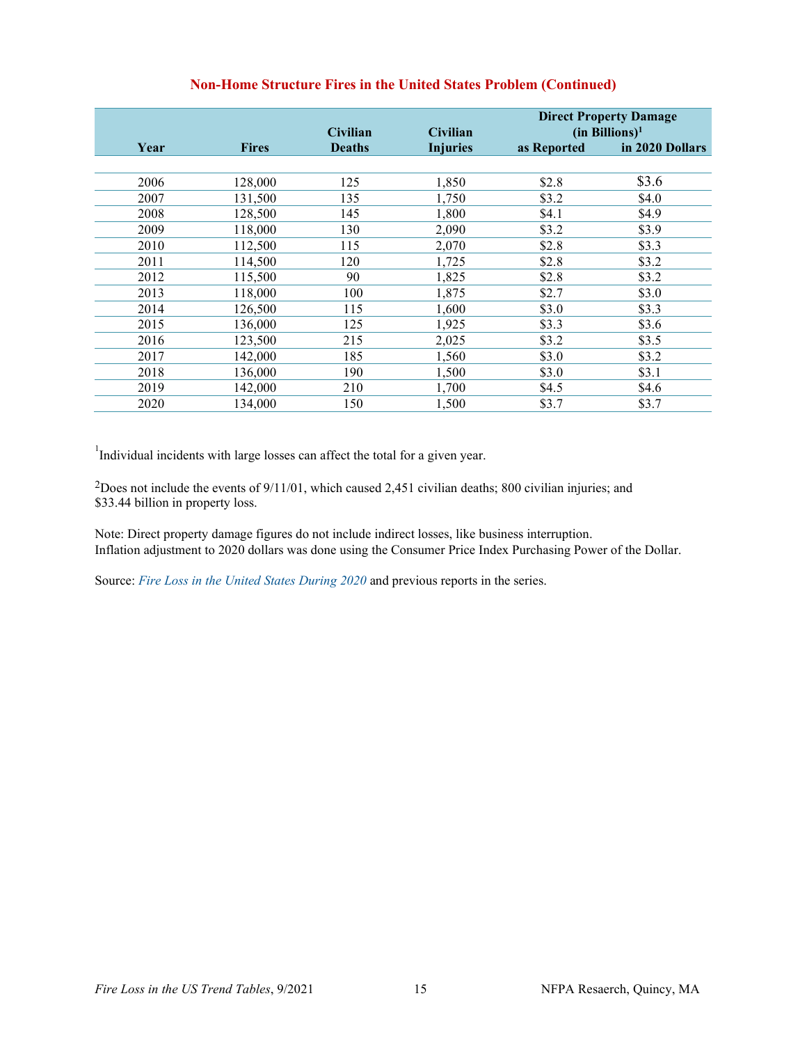## Non-Home Structure Fires in the United States Problem (Continued)

| Year | Fires | Civilian Deaths | Civilian Injuries | Direct Property Damage (in Billions)[1] | |
|---|---|---|---|---|---|
| | | | | as Reported | in 2020 Dollars |
| 2006 | 128,000 | 125 | 1,850 | $2.8 | $3.6 |
| 2007 | 131,500 | 135 | 1,750 | $3.2 | $4.0 |
| 2008 | 128,500 | 145 | 1,800 | $4.1 | $4.9 |
| 2009 | 118,000 | 130 | 2,090 | $3.2 | $3.9 |
| 2010 | 112,500 | 115 | 2,070 | $2.8 | $3.3 |
| 2011 | 114,500 | 120 | 1,725 | $2.8 | $3.2 |
| 2012 | 115,500 | 90 | 1,825 | $2.8 | $3.2 |
| 2013 | 118,000 | 100 | 1,875 | $2.7 | $3.0 |
| 2014 | 126,500 | 115 | 1,600 | $3.0 | $3.3 |
| 2015 | 136,000 | 125 | 1,925 | $3.3 | $3.6 |
| 2016 | 123,500 | 215 | 2,025 | $3.2 | $3.5 |
| 2017 | 142,000 | 185 | 1,560 | $3.0 | $3.2 |
| 2018 | 136,000 | 190 | 1,500 | $3.0 | $3.1 |
| 2019 | 142,000 | 210 | 1,700 | $4.5 | $4.6 |
| 2020 | 134,000 | 150 | 1,500 | $3.7 | $3.7 |

[1]Individual incidents with large losses can affect the total for a given year.

[2]Does not include the events of 9/11/01, which caused 2,451 civilian deaths; 800 civilian injuries; and $33.44 billion in property loss.

Note: Direct property damage figures do not include indirect losses, like business interruption.
Inflation adjustment to 2020 dollars was done using the Consumer Price Index Purchasing Power of the Dollar.

Source: *Fire Loss in the United States During 2020* and previous reports in the series.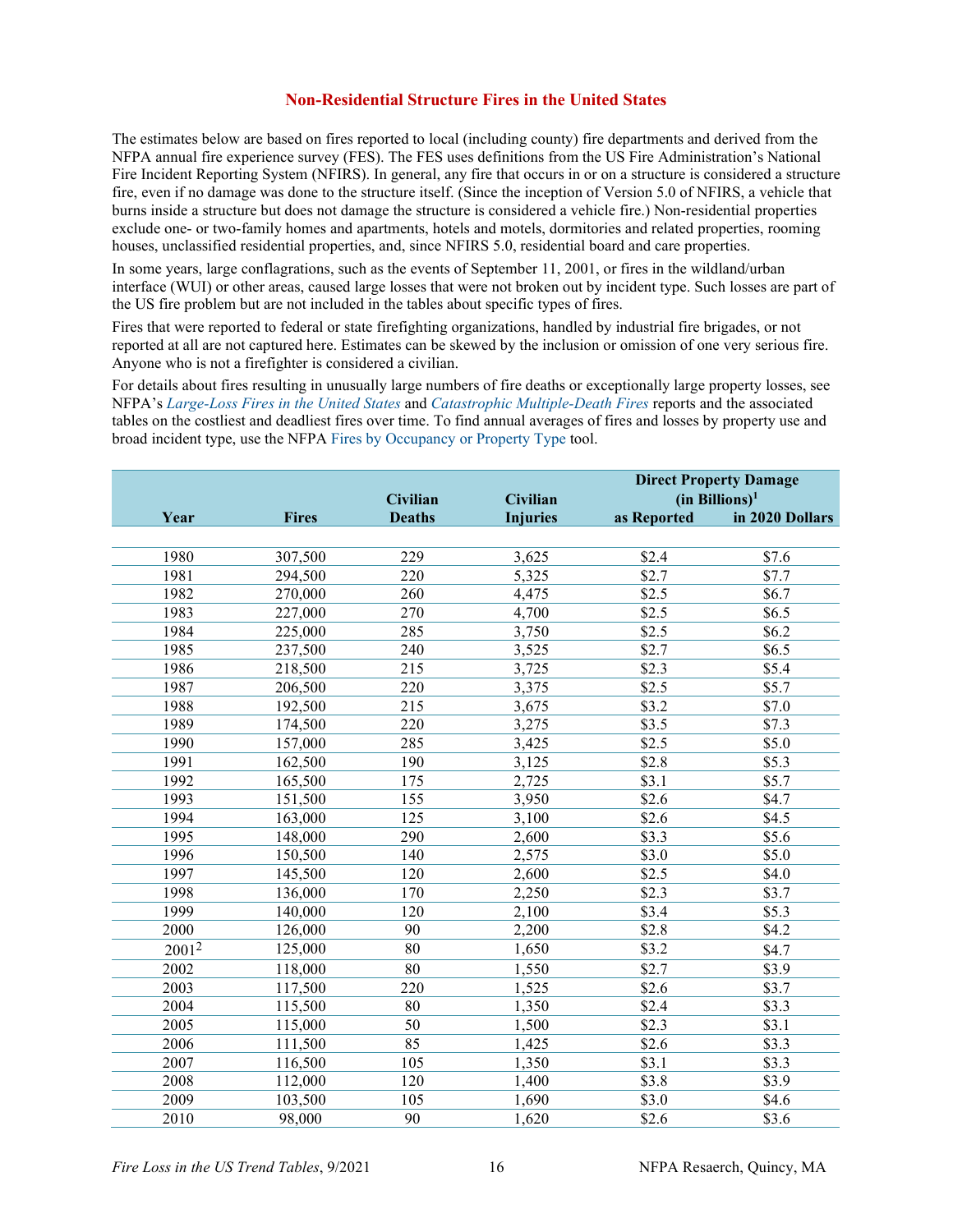## Non-Residential Structure Fires in the United States

The estimates below are based on fires reported to local (including county) fire departments and derived from the NFPA annual fire experience survey (FES). The FES uses definitions from the US Fire Administration's National Fire Incident Reporting System (NFIRS). In general, any fire that occurs in or on a structure is considered a structure fire, even if no damage was done to the structure itself. (Since the inception of Version 5.0 of NFIRS, a vehicle that burns inside a structure but does not damage the structure is considered a vehicle fire.) Non-residential properties exclude one- or two-family homes and apartments, hotels and motels, dormitories and related properties, rooming houses, unclassified residential properties, and, since NFIRS 5.0, residential board and care properties.

In some years, large conflagrations, such as the events of September 11, 2001, or fires in the wildland/urban interface (WUI) or other areas, caused large losses that were not broken out by incident type. Such losses are part of the US fire problem but are not included in the tables about specific types of fires.

Fires that were reported to federal or state firefighting organizations, handled by industrial fire brigades, or not reported at all are not captured here. Estimates can be skewed by the inclusion or omission of one very serious fire. Anyone who is not a firefighter is considered a civilian.

For details about fires resulting in unusually large numbers of fire deaths or exceptionally large property losses, see NFPA's *Large-Loss Fires in the United States* and *Catastrophic Multiple-Death Fires* reports and the associated tables on the costliest and deadliest fires over time. To find annual averages of fires and losses by property use and broad incident type, use the NFPA Fires by Occupancy or Property Type tool.

| Year | Fires | Civilian Deaths | Civilian Injuries | Direct Property Damage (in Billions)[1] | |
|---|---|---|---|---|---|
| | | | | as Reported | in 2020 Dollars |
| 1980 | 307,500 | 229 | 3,625 | $2.4 | $7.6 |
| 1981 | 294,500 | 220 | 5,325 | $2.7 | $7.7 |
| 1982 | 270,000 | 260 | 4,475 | $2.5 | $6.7 |
| 1983 | 227,000 | 270 | 4,700 | $2.5 | $6.5 |
| 1984 | 225,000 | 285 | 3,750 | $2.5 | $6.2 |
| 1985 | 237,500 | 240 | 3,525 | $2.7 | $6.5 |
| 1986 | 218,500 | 215 | 3,725 | $2.3 | $5.4 |
| 1987 | 206,500 | 220 | 3,375 | $2.5 | $5.7 |
| 1988 | 192,500 | 215 | 3,675 | $3.2 | $7.0 |
| 1989 | 174,500 | 220 | 3,275 | $3.5 | $7.3 |
| 1990 | 157,000 | 285 | 3,425 | $2.5 | $5.0 |
| 1991 | 162,500 | 190 | 3,125 | $2.8 | $5.3 |
| 1992 | 165,500 | 175 | 2,725 | $3.1 | $5.7 |
| 1993 | 151,500 | 155 | 3,950 | $2.6 | $4.7 |
| 1994 | 163,000 | 125 | 3,100 | $2.6 | $4.5 |
| 1995 | 148,000 | 290 | 2,600 | $3.3 | $5.6 |
| 1996 | 150,500 | 140 | 2,575 | $3.0 | $5.0 |
| 1997 | 145,500 | 120 | 2,600 | $2.5 | $4.0 |
| 1998 | 136,000 | 170 | 2,250 | $2.3 | $3.7 |
| 1999 | 140,000 | 120 | 2,100 | $3.4 | $5.3 |
| 2000 | 126,000 | 90 | 2,200 | $2.8 | $4.2 |
| 2001[2] | 125,000 | 80 | 1,650 | $3.2 | $4.7 |
| 2002 | 118,000 | 80 | 1,550 | $2.7 | $3.9 |
| 2003 | 117,500 | 220 | 1,525 | $2.6 | $3.7 |
| 2004 | 115,500 | 80 | 1,350 | $2.4 | $3.3 |
| 2005 | 115,000 | 50 | 1,500 | $2.3 | $3.1 |
| 2006 | 111,500 | 85 | 1,425 | $2.6 | $3.3 |
| 2007 | 116,500 | 105 | 1,350 | $3.1 | $3.3 |
| 2008 | 112,000 | 120 | 1,400 | $3.8 | $3.9 |
| 2009 | 103,500 | 105 | 1,690 | $3.0 | $4.6 |
| 2010 | 98,000 | 90 | 1,620 | $2.6 | $3.6 |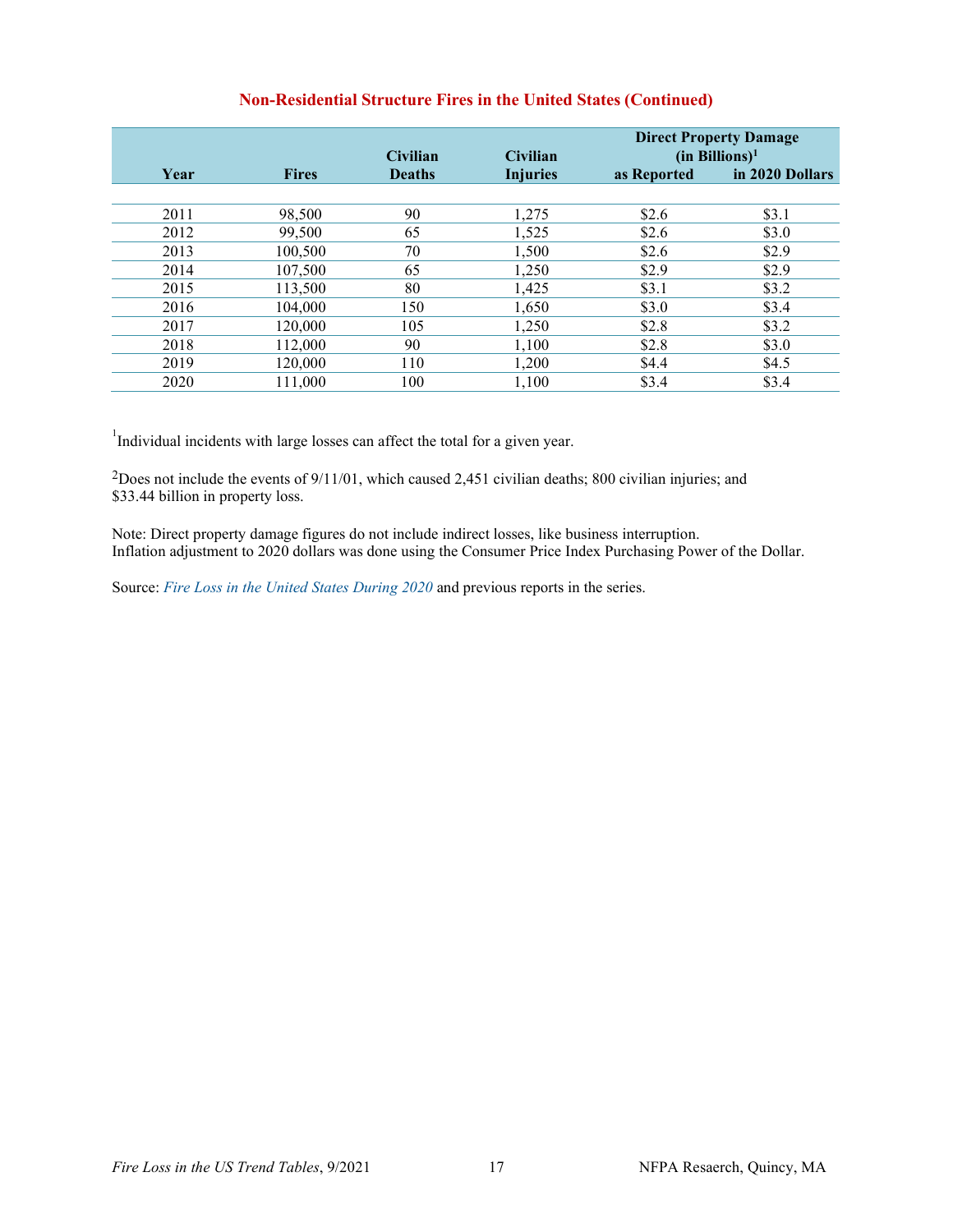## Non-Residential Structure Fires in the United States (Continued)

| Year | Fires | Civilian Deaths | Civilian Injuries | Direct Property Damage (in Billions)[1] as Reported | Direct Property Damage (in Billions)[1] in 2020 Dollars |
|---|---|---|---|---|---|
| 2011 | 98,500 | 90 | 1,275 | $2.6 | $3.1 |
| 2012 | 99,500 | 65 | 1,525 | $2.6 | $3.0 |
| 2013 | 100,500 | 70 | 1,500 | $2.6 | $2.9 |
| 2014 | 107,500 | 65 | 1,250 | $2.9 | $2.9 |
| 2015 | 113,500 | 80 | 1,425 | $3.1 | $3.2 |
| 2016 | 104,000 | 150 | 1,650 | $3.0 | $3.4 |
| 2017 | 120,000 | 105 | 1,250 | $2.8 | $3.2 |
| 2018 | 112,000 | 90 | 1,100 | $2.8 | $3.0 |
| 2019 | 120,000 | 110 | 1,200 | $4.4 | $4.5 |
| 2020 | 111,000 | 100 | 1,100 | $3.4 | $3.4 |

[1]Individual incidents with large losses can affect the total for a given year.

[2]Does not include the events of 9/11/01, which caused 2,451 civilian deaths; 800 civilian injuries; and $33.44 billion in property loss.

Note: Direct property damage figures do not include indirect losses, like business interruption.
Inflation adjustment to 2020 dollars was done using the Consumer Price Index Purchasing Power of the Dollar.

Source: *Fire Loss in the United States During 2020* and previous reports in the series.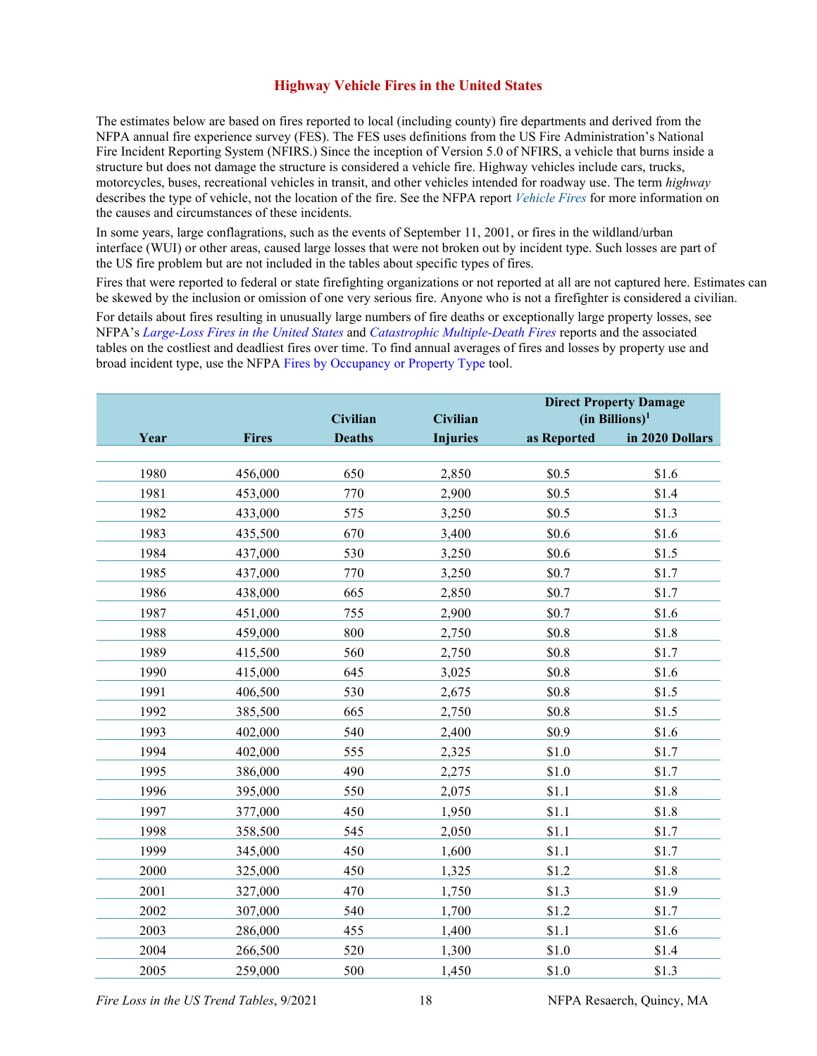## Highway Vehicle Fires in the United States

The estimates below are based on fires reported to local (including county) fire departments and derived from the NFPA annual fire experience survey (FES). The FES uses definitions from the US Fire Administration's National Fire Incident Reporting System (NFIRS.) Since the inception of Version 5.0 of NFIRS, a vehicle that burns inside a structure but does not damage the structure is considered a vehicle fire. Highway vehicles include cars, trucks, motorcycles, buses, recreational vehicles in transit, and other vehicles intended for roadway use. The term *highway* describes the type of vehicle, not the location of the fire. See the NFPA report *Vehicle Fires* for more information on the causes and circumstances of these incidents.

In some years, large conflagrations, such as the events of September 11, 2001, or fires in the wildland/urban interface (WUI) or other areas, caused large losses that were not broken out by incident type. Such losses are part of the US fire problem but are not included in the tables about specific types of fires.

Fires that were reported to federal or state firefighting organizations or not reported at all are not captured here. Estimates can be skewed by the inclusion or omission of one very serious fire. Anyone who is not a firefighter is considered a civilian.

For details about fires resulting in unusually large numbers of fire deaths or exceptionally large property losses, see NFPA's *Large-Loss Fires in the United States* and *Catastrophic Multiple-Death Fires* reports and the associated tables on the costliest and deadliest fires over time. To find annual averages of fires and losses by property use and broad incident type, use the NFPA Fires by Occupancy or Property Type tool.

| Year | Fires | Civilian Deaths | Civilian Injuries | Direct Property Damage (in Billions)[1] as Reported | in 2020 Dollars |
|---|---|---|---|---|---|
| 1980 | 456,000 | 650 | 2,850 | $0.5 | $1.6 |
| 1981 | 453,000 | 770 | 2,900 | $0.5 | $1.4 |
| 1982 | 433,000 | 575 | 3,250 | $0.5 | $1.3 |
| 1983 | 435,500 | 670 | 3,400 | $0.6 | $1.6 |
| 1984 | 437,000 | 530 | 3,250 | $0.6 | $1.5 |
| 1985 | 437,000 | 770 | 3,250 | $0.7 | $1.7 |
| 1986 | 438,000 | 665 | 2,850 | $0.7 | $1.7 |
| 1987 | 451,000 | 755 | 2,900 | $0.7 | $1.6 |
| 1988 | 459,000 | 800 | 2,750 | $0.8 | $1.8 |
| 1989 | 415,500 | 560 | 2,750 | $0.8 | $1.7 |
| 1990 | 415,000 | 645 | 3,025 | $0.8 | $1.6 |
| 1991 | 406,500 | 530 | 2,675 | $0.8 | $1.5 |
| 1992 | 385,500 | 665 | 2,750 | $0.8 | $1.5 |
| 1993 | 402,000 | 540 | 2,400 | $0.9 | $1.6 |
| 1994 | 402,000 | 555 | 2,325 | $1.0 | $1.7 |
| 1995 | 386,000 | 490 | 2,275 | $1.0 | $1.7 |
| 1996 | 395,000 | 550 | 2,075 | $1.1 | $1.8 |
| 1997 | 377,000 | 450 | 1,950 | $1.1 | $1.8 |
| 1998 | 358,500 | 545 | 2,050 | $1.1 | $1.7 |
| 1999 | 345,000 | 450 | 1,600 | $1.1 | $1.7 |
| 2000 | 325,000 | 450 | 1,325 | $1.2 | $1.8 |
| 2001 | 327,000 | 470 | 1,750 | $1.3 | $1.9 |
| 2002 | 307,000 | 540 | 1,700 | $1.2 | $1.7 |
| 2003 | 286,000 | 455 | 1,400 | $1.1 | $1.6 |
| 2004 | 266,500 | 520 | 1,300 | $1.0 | $1.4 |
| 2005 | 259,000 | 500 | 1,450 | $1.0 | $1.3 |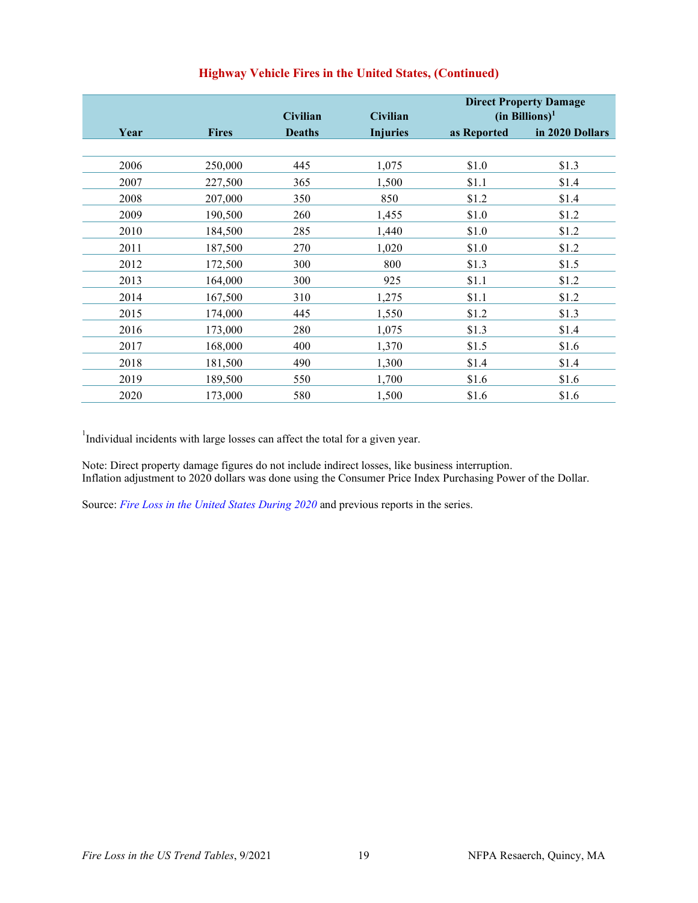## Highway Vehicle Fires in the United States, (Continued)

| Year | Fires | Civilian Deaths | Civilian Injuries | Direct Property Damage (in Billions)[1] as Reported | in 2020 Dollars |
|---|---|---|---|---|---|
| 2006 | 250,000 | 445 | 1,075 | $1.0 | $1.3 |
| 2007 | 227,500 | 365 | 1,500 | $1.1 | $1.4 |
| 2008 | 207,000 | 350 | 850 | $1.2 | $1.4 |
| 2009 | 190,500 | 260 | 1,455 | $1.0 | $1.2 |
| 2010 | 184,500 | 285 | 1,440 | $1.0 | $1.2 |
| 2011 | 187,500 | 270 | 1,020 | $1.0 | $1.2 |
| 2012 | 172,500 | 300 | 800 | $1.3 | $1.5 |
| 2013 | 164,000 | 300 | 925 | $1.1 | $1.2 |
| 2014 | 167,500 | 310 | 1,275 | $1.1 | $1.2 |
| 2015 | 174,000 | 445 | 1,550 | $1.2 | $1.3 |
| 2016 | 173,000 | 280 | 1,075 | $1.3 | $1.4 |
| 2017 | 168,000 | 400 | 1,370 | $1.5 | $1.6 |
| 2018 | 181,500 | 490 | 1,300 | $1.4 | $1.4 |
| 2019 | 189,500 | 550 | 1,700 | $1.6 | $1.6 |
| 2020 | 173,000 | 580 | 1,500 | $1.6 | $1.6 |

[1]Individual incidents with large losses can affect the total for a given year.

Note: Direct property damage figures do not include indirect losses, like business interruption.
Inflation adjustment to 2020 dollars was done using the Consumer Price Index Purchasing Power of the Dollar.

Source: *Fire Loss in the United States During 2020* and previous reports in the series.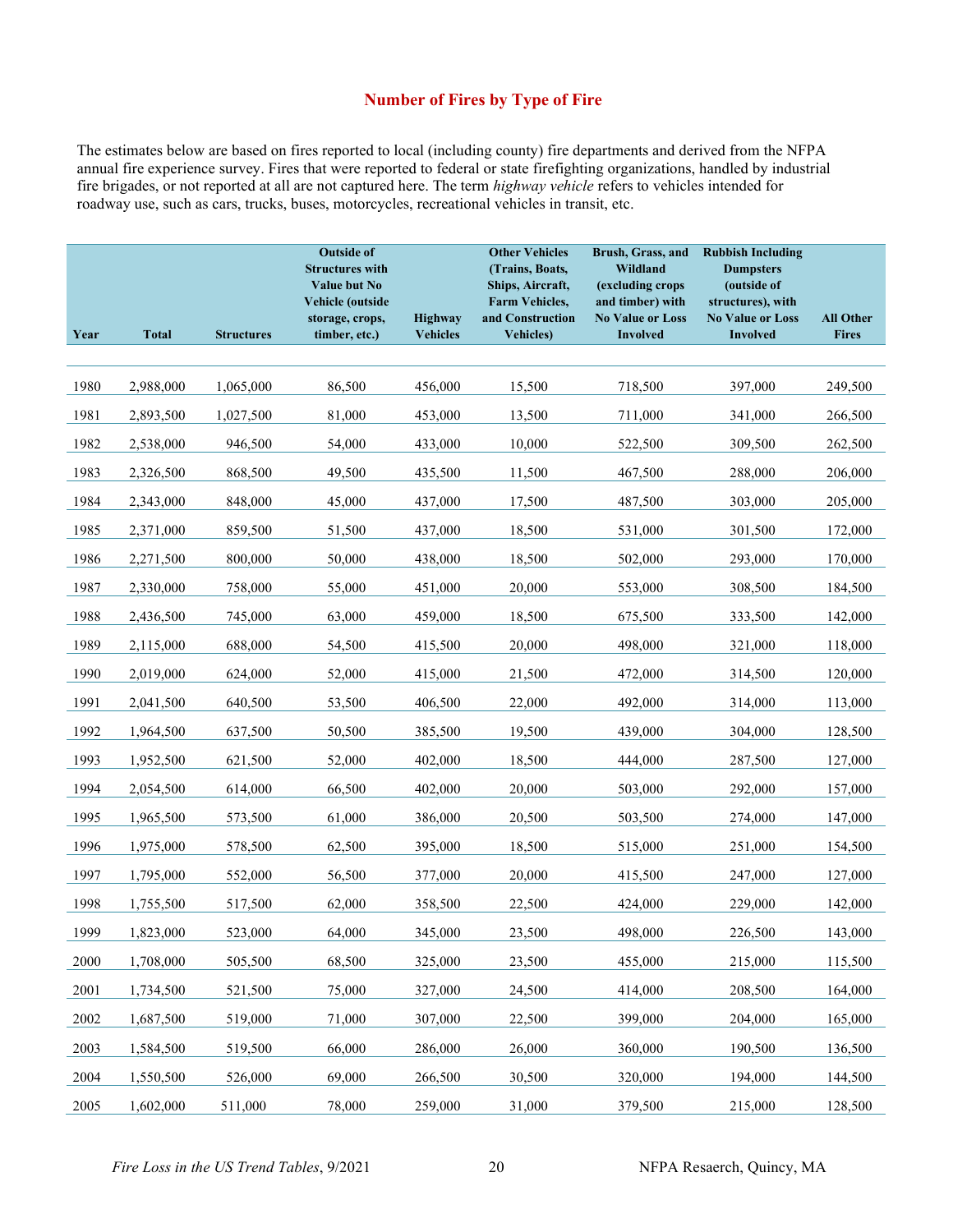## Number of Fires by Type of Fire

The estimates below are based on fires reported to local (including county) fire departments and derived from the NFPA annual fire experience survey. Fires that were reported to federal or state firefighting organizations, handled by industrial fire brigades, or not reported at all are not captured here. The term *highway vehicle* refers to vehicles intended for roadway use, such as cars, trucks, buses, motorcycles, recreational vehicles in transit, etc.

| Year | Total | Structures | Outside of Structures with Value but No Vehicle (outside storage, crops, timber, etc.) | Highway Vehicles | Other Vehicles (Trains, Boats, Ships, Aircraft, Farm Vehicles, and Construction Vehicles) | Brush, Grass, and Wildland (excluding crops and timber) with No Value or Loss Involved | Rubbish Including Dumpsters (outside of structures), with No Value or Loss Involved | All Other Fires |
|---|---|---|---|---|---|---|---|---|
| 1980 | 2,988,000 | 1,065,000 | 86,500 | 456,000 | 15,500 | 718,500 | 397,000 | 249,500 |
| 1981 | 2,893,500 | 1,027,500 | 81,000 | 453,000 | 13,500 | 711,000 | 341,000 | 266,500 |
| 1982 | 2,538,000 | 946,500 | 54,000 | 433,000 | 10,000 | 522,500 | 309,500 | 262,500 |
| 1983 | 2,326,500 | 868,500 | 49,500 | 435,500 | 11,500 | 467,500 | 288,000 | 206,000 |
| 1984 | 2,343,000 | 848,000 | 45,000 | 437,000 | 17,500 | 487,500 | 303,000 | 205,000 |
| 1985 | 2,371,000 | 859,500 | 51,500 | 437,000 | 18,500 | 531,000 | 301,500 | 172,000 |
| 1986 | 2,271,500 | 800,000 | 50,000 | 438,000 | 18,500 | 502,000 | 293,000 | 170,000 |
| 1987 | 2,330,000 | 758,000 | 55,000 | 451,000 | 20,000 | 553,000 | 308,500 | 184,500 |
| 1988 | 2,436,500 | 745,000 | 63,000 | 459,000 | 18,500 | 675,500 | 333,500 | 142,000 |
| 1989 | 2,115,000 | 688,000 | 54,500 | 415,500 | 20,000 | 498,000 | 321,000 | 118,000 |
| 1990 | 2,019,000 | 624,000 | 52,000 | 415,000 | 21,500 | 472,000 | 314,500 | 120,000 |
| 1991 | 2,041,500 | 640,500 | 53,500 | 406,500 | 22,000 | 492,000 | 314,000 | 113,000 |
| 1992 | 1,964,500 | 637,500 | 50,500 | 385,500 | 19,500 | 439,000 | 304,000 | 128,500 |
| 1993 | 1,952,500 | 621,500 | 52,000 | 402,000 | 18,500 | 444,000 | 287,500 | 127,000 |
| 1994 | 2,054,500 | 614,000 | 66,500 | 402,000 | 20,000 | 503,000 | 292,000 | 157,000 |
| 1995 | 1,965,500 | 573,500 | 61,000 | 386,000 | 20,500 | 503,500 | 274,000 | 147,000 |
| 1996 | 1,975,000 | 578,500 | 62,500 | 395,000 | 18,500 | 515,000 | 251,000 | 154,500 |
| 1997 | 1,795,000 | 552,000 | 56,500 | 377,000 | 20,000 | 415,500 | 247,000 | 127,000 |
| 1998 | 1,755,500 | 517,500 | 62,000 | 358,500 | 22,500 | 424,000 | 229,000 | 142,000 |
| 1999 | 1,823,000 | 523,000 | 64,000 | 345,000 | 23,500 | 498,000 | 226,500 | 143,000 |
| 2000 | 1,708,000 | 505,500 | 68,500 | 325,000 | 23,500 | 455,000 | 215,000 | 115,500 |
| 2001 | 1,734,500 | 521,500 | 75,000 | 327,000 | 24,500 | 414,000 | 208,500 | 164,000 |
| 2002 | 1,687,500 | 519,000 | 71,000 | 307,000 | 22,500 | 399,000 | 204,000 | 165,000 |
| 2003 | 1,584,500 | 519,500 | 66,000 | 286,000 | 26,000 | 360,000 | 190,500 | 136,500 |
| 2004 | 1,550,500 | 526,000 | 69,000 | 266,500 | 30,500 | 320,000 | 194,000 | 144,500 |
| 2005 | 1,602,000 | 511,000 | 78,000 | 259,000 | 31,000 | 379,500 | 215,000 | 128,500 |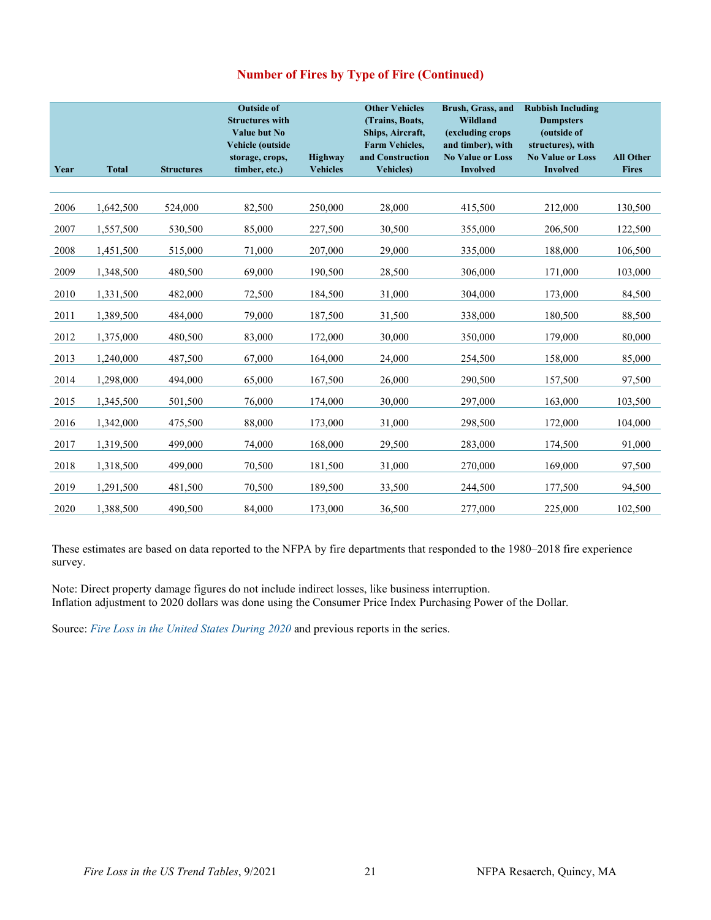## Number of Fires by Type of Fire (Continued)

| Year | Total | Structures | Outside of Structures with Value but No Vehicle (outside storage, crops, timber, etc.) | Highway Vehicles | Other Vehicles (Trains, Boats, Ships, Aircraft, Farm Vehicles, and Construction Vehicles) | Brush, Grass, and Wildland (excluding crops and timber), with No Value or Loss Involved | Rubbish Including Dumpsters (outside of structures), with No Value or Loss Involved | All Other Fires |
|---|---|---|---|---|---|---|---|---|
| 2006 | 1,642,500 | 524,000 | 82,500 | 250,000 | 28,000 | 415,500 | 212,000 | 130,500 |
| 2007 | 1,557,500 | 530,500 | 85,000 | 227,500 | 30,500 | 355,000 | 206,500 | 122,500 |
| 2008 | 1,451,500 | 515,000 | 71,000 | 207,000 | 29,000 | 335,000 | 188,000 | 106,500 |
| 2009 | 1,348,500 | 480,500 | 69,000 | 190,500 | 28,500 | 306,000 | 171,000 | 103,000 |
| 2010 | 1,331,500 | 482,000 | 72,500 | 184,500 | 31,000 | 304,000 | 173,000 | 84,500 |
| 2011 | 1,389,500 | 484,000 | 79,000 | 187,500 | 31,500 | 338,000 | 180,500 | 88,500 |
| 2012 | 1,375,000 | 480,500 | 83,000 | 172,000 | 30,000 | 350,000 | 179,000 | 80,000 |
| 2013 | 1,240,000 | 487,500 | 67,000 | 164,000 | 24,000 | 254,500 | 158,000 | 85,000 |
| 2014 | 1,298,000 | 494,000 | 65,000 | 167,500 | 26,000 | 290,500 | 157,500 | 97,500 |
| 2015 | 1,345,500 | 501,500 | 76,000 | 174,000 | 30,000 | 297,000 | 163,000 | 103,500 |
| 2016 | 1,342,000 | 475,500 | 88,000 | 173,000 | 31,000 | 298,500 | 172,000 | 104,000 |
| 2017 | 1,319,500 | 499,000 | 74,000 | 168,000 | 29,500 | 283,000 | 174,500 | 91,000 |
| 2018 | 1,318,500 | 499,000 | 70,500 | 181,500 | 31,000 | 270,000 | 169,000 | 97,500 |
| 2019 | 1,291,500 | 481,500 | 70,500 | 189,500 | 33,500 | 244,500 | 177,500 | 94,500 |
| 2020 | 1,388,500 | 490,500 | 84,000 | 173,000 | 36,500 | 277,000 | 225,000 | 102,500 |

These estimates are based on data reported to the NFPA by fire departments that responded to the 1980–2018 fire experience survey.

Note: Direct property damage figures do not include indirect losses, like business interruption.
Inflation adjustment to 2020 dollars was done using the Consumer Price Index Purchasing Power of the Dollar.

Source: *Fire Loss in the United States During 2020* and previous reports in the series.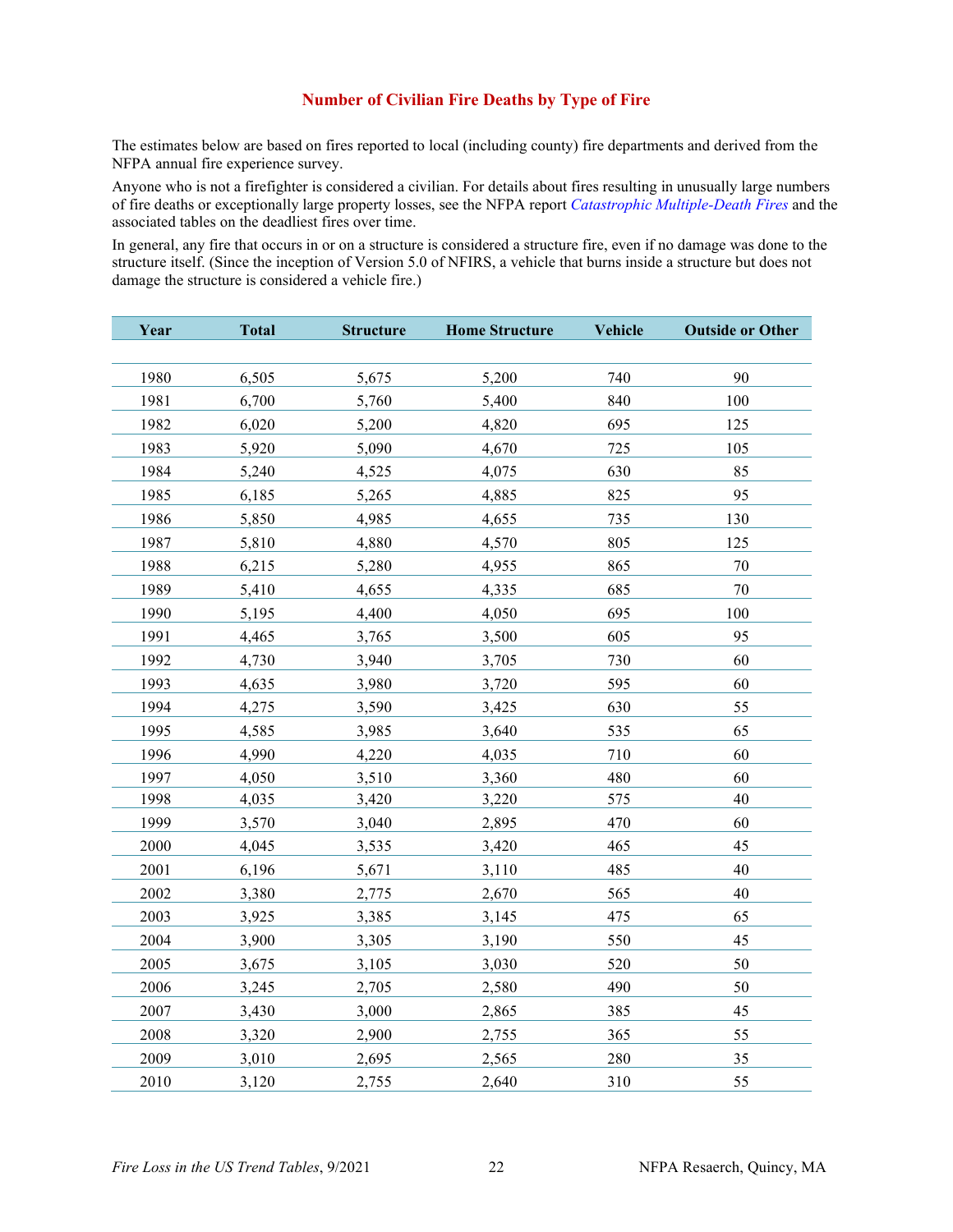## Number of Civilian Fire Deaths by Type of Fire

The estimates below are based on fires reported to local (including county) fire departments and derived from the NFPA annual fire experience survey.

Anyone who is not a firefighter is considered a civilian. For details about fires resulting in unusually large numbers of fire deaths or exceptionally large property losses, see the NFPA report *Catastrophic Multiple-Death Fires* and the associated tables on the deadliest fires over time.

In general, any fire that occurs in or on a structure is considered a structure fire, even if no damage was done to the structure itself. (Since the inception of Version 5.0 of NFIRS, a vehicle that burns inside a structure but does not damage the structure is considered a vehicle fire.)

| Year | Total | Structure | Home Structure | Vehicle | Outside or Other |
|---|---|---|---|---|---|
| 1980 | 6,505 | 5,675 | 5,200 | 740 | 90 |
| 1981 | 6,700 | 5,760 | 5,400 | 840 | 100 |
| 1982 | 6,020 | 5,200 | 4,820 | 695 | 125 |
| 1983 | 5,920 | 5,090 | 4,670 | 725 | 105 |
| 1984 | 5,240 | 4,525 | 4,075 | 630 | 85 |
| 1985 | 6,185 | 5,265 | 4,885 | 825 | 95 |
| 1986 | 5,850 | 4,985 | 4,655 | 735 | 130 |
| 1987 | 5,810 | 4,880 | 4,570 | 805 | 125 |
| 1988 | 6,215 | 5,280 | 4,955 | 865 | 70 |
| 1989 | 5,410 | 4,655 | 4,335 | 685 | 70 |
| 1990 | 5,195 | 4,400 | 4,050 | 695 | 100 |
| 1991 | 4,465 | 3,765 | 3,500 | 605 | 95 |
| 1992 | 4,730 | 3,940 | 3,705 | 730 | 60 |
| 1993 | 4,635 | 3,980 | 3,720 | 595 | 60 |
| 1994 | 4,275 | 3,590 | 3,425 | 630 | 55 |
| 1995 | 4,585 | 3,985 | 3,640 | 535 | 65 |
| 1996 | 4,990 | 4,220 | 4,035 | 710 | 60 |
| 1997 | 4,050 | 3,510 | 3,360 | 480 | 60 |
| 1998 | 4,035 | 3,420 | 3,220 | 575 | 40 |
| 1999 | 3,570 | 3,040 | 2,895 | 470 | 60 |
| 2000 | 4,045 | 3,535 | 3,420 | 465 | 45 |
| 2001 | 6,196 | 5,671 | 3,110 | 485 | 40 |
| 2002 | 3,380 | 2,775 | 2,670 | 565 | 40 |
| 2003 | 3,925 | 3,385 | 3,145 | 475 | 65 |
| 2004 | 3,900 | 3,305 | 3,190 | 550 | 45 |
| 2005 | 3,675 | 3,105 | 3,030 | 520 | 50 |
| 2006 | 3,245 | 2,705 | 2,580 | 490 | 50 |
| 2007 | 3,430 | 3,000 | 2,865 | 385 | 45 |
| 2008 | 3,320 | 2,900 | 2,755 | 365 | 55 |
| 2009 | 3,010 | 2,695 | 2,565 | 280 | 35 |
| 2010 | 3,120 | 2,755 | 2,640 | 310 | 55 |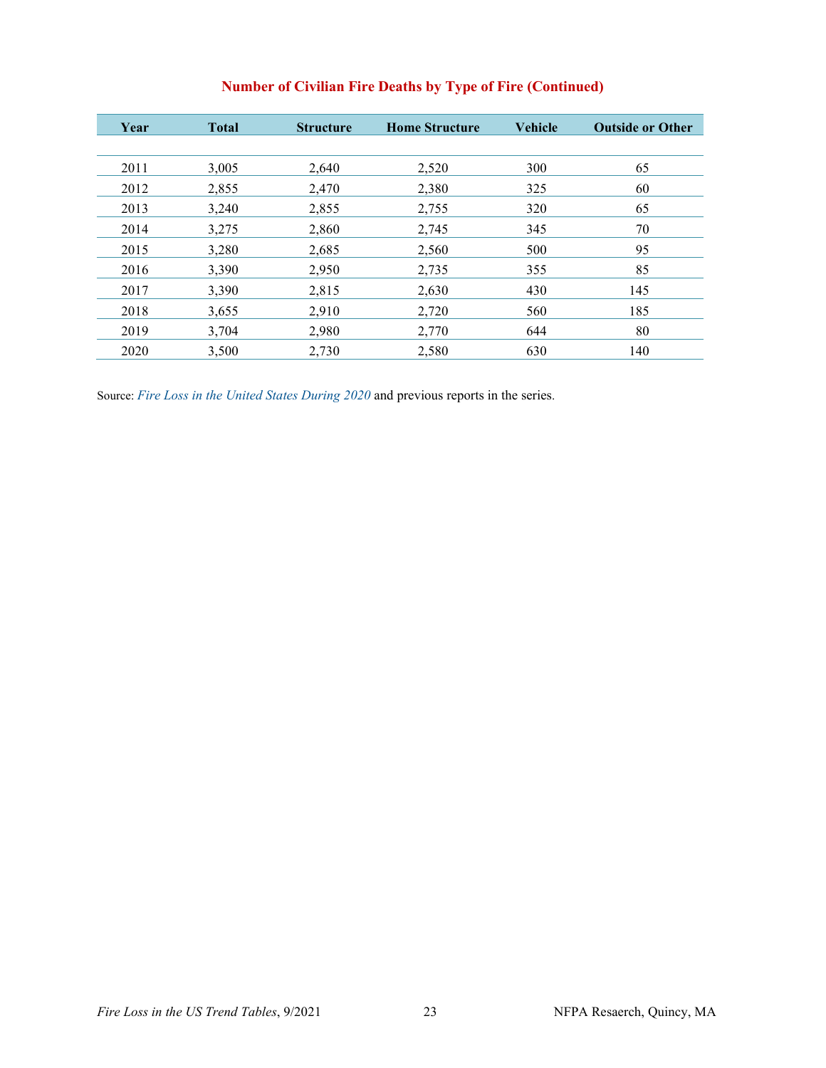## Number of Civilian Fire Deaths by Type of Fire (Continued)

| Year | Total | Structure | Home Structure | Vehicle | Outside or Other |
|---|---|---|---|---|---|
| 2011 | 3,005 | 2,640 | 2,520 | 300 | 65 |
| 2012 | 2,855 | 2,470 | 2,380 | 325 | 60 |
| 2013 | 3,240 | 2,855 | 2,755 | 320 | 65 |
| 2014 | 3,275 | 2,860 | 2,745 | 345 | 70 |
| 2015 | 3,280 | 2,685 | 2,560 | 500 | 95 |
| 2016 | 3,390 | 2,950 | 2,735 | 355 | 85 |
| 2017 | 3,390 | 2,815 | 2,630 | 430 | 145 |
| 2018 | 3,655 | 2,910 | 2,720 | 560 | 185 |
| 2019 | 3,704 | 2,980 | 2,770 | 644 | 80 |
| 2020 | 3,500 | 2,730 | 2,580 | 630 | 140 |

Source: *Fire Loss in the United States During 2020* and previous reports in the series.